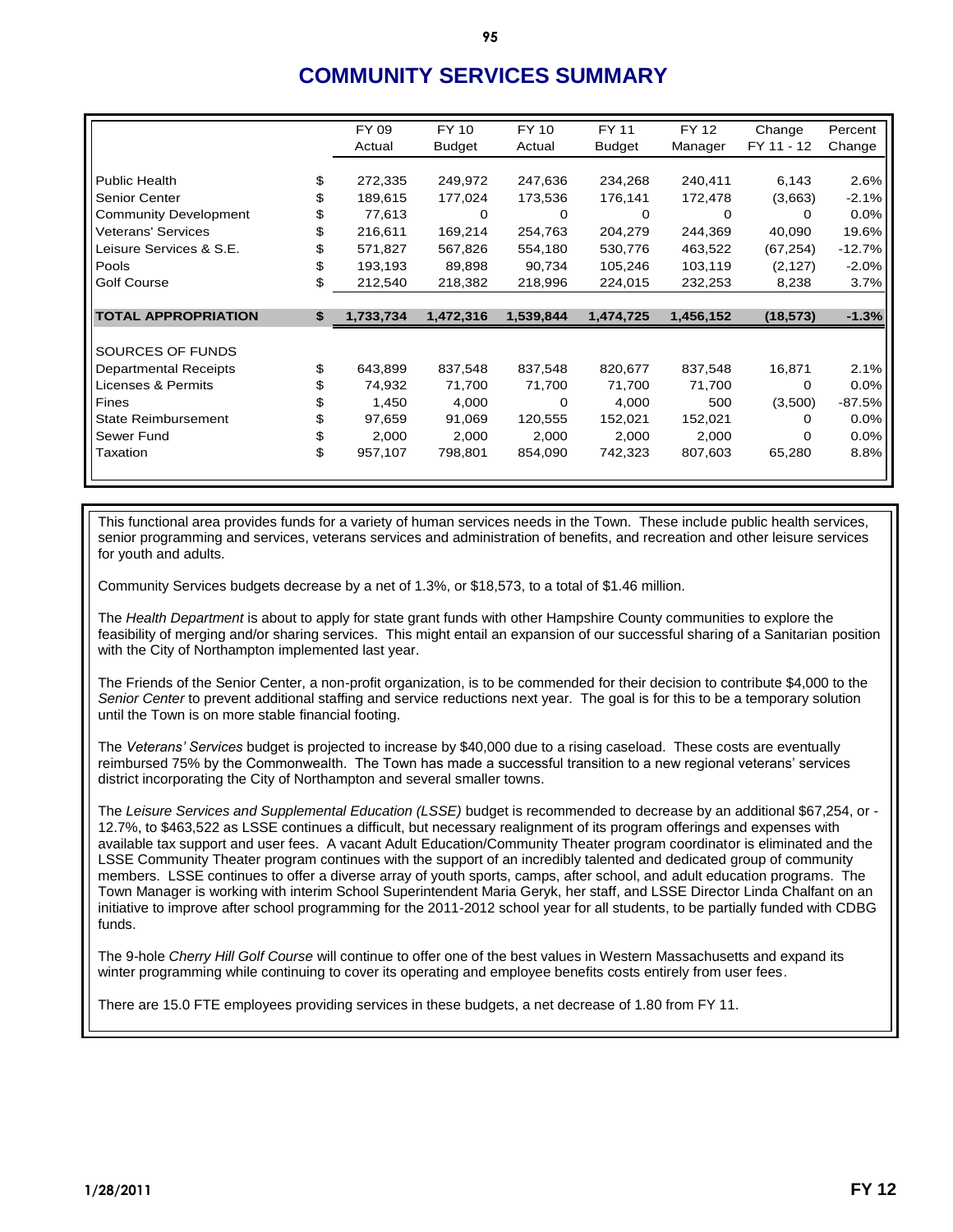# COMMUNITY SERVICES SUMMARY

| | | FY 09 Actual | FY 10 Budget | FY 10 Actual | FY 11 Budget | FY 12 Manager | Change FY 11 - 12 | Percent Change |
|---|---|---|---|---|---|---|---|---|
| Public Health | $ | 272,335 | 249,972 | 247,636 | 234,268 | 240,411 | 6,143 | 2.6% |
| Senior Center | $ | 189,615 | 177,024 | 173,536 | 176,141 | 172,478 | (3,663) | -2.1% |
| Community Development | $ | 77,613 | 0 | 0 | 0 | 0 | 0 | 0.0% |
| Veterans' Services | $ | 216,611 | 169,214 | 254,763 | 204,279 | 244,369 | 40,090 | 19.6% |
| Leisure Services & S.E. | $ | 571,827 | 567,826 | 554,180 | 530,776 | 463,522 | (67,254) | -12.7% |
| Pools | $ | 193,193 | 89,898 | 90,734 | 105,246 | 103,119 | (2,127) | -2.0% |
| Golf Course | $ | 212,540 | 218,382 | 218,996 | 224,015 | 232,253 | 8,238 | 3.7% |
| **TOTAL APPROPRIATION** | **$** | **1,733,734** | **1,472,316** | **1,539,844** | **1,474,725** | **1,456,152** | **(18,573)** | **-1.3%** |
| SOURCES OF FUNDS | | | | | | | | |
| Departmental Receipts | $ | 643,899 | 837,548 | 837,548 | 820,677 | 837,548 | 16,871 | 2.1% |
| Licenses & Permits | $ | 74,932 | 71,700 | 71,700 | 71,700 | 71,700 | 0 | 0.0% |
| Fines | $ | 1,450 | 4,000 | 0 | 4,000 | 500 | (3,500) | -87.5% |
| State Reimbursement | $ | 97,659 | 91,069 | 120,555 | 152,021 | 152,021 | 0 | 0.0% |
| Sewer Fund | $ | 2,000 | 2,000 | 2,000 | 2,000 | 2,000 | 0 | 0.0% |
| Taxation | $ | 957,107 | 798,801 | 854,090 | 742,323 | 807,603 | 65,280 | 8.8% |

This functional area provides funds for a variety of human services needs in the Town. These include public health services, senior programming and services, veterans services and administration of benefits, and recreation and other leisure services for youth and adults.

Community Services budgets decrease by a net of 1.3%, or $18,573, to a total of $1.46 million.

The *Health Department* is about to apply for state grant funds with other Hampshire County communities to explore the feasibility of merging and/or sharing services. This might entail an expansion of our successful sharing of a Sanitarian position with the City of Northampton implemented last year.

The Friends of the Senior Center, a non-profit organization, is to be commended for their decision to contribute $4,000 to the *Senior Center* to prevent additional staffing and service reductions next year. The goal is for this to be a temporary solution until the Town is on more stable financial footing.

The *Veterans' Services* budget is projected to increase by $40,000 due to a rising caseload. These costs are eventually reimbursed 75% by the Commonwealth. The Town has made a successful transition to a new regional veterans' services district incorporating the City of Northampton and several smaller towns.

The *Leisure Services and Supplemental Education (LSSE)* budget is recommended to decrease by an additional $67,254, or -12.7%, to $463,522 as LSSE continues a difficult, but necessary realignment of its program offerings and expenses with available tax support and user fees. A vacant Adult Education/Community Theater program coordinator is eliminated and the LSSE Community Theater program continues with the support of an incredibly talented and dedicated group of community members. LSSE continues to offer a diverse array of youth sports, camps, after school, and adult education programs. The Town Manager is working with interim School Superintendent Maria Geryk, her staff, and LSSE Director Linda Chalfant on an initiative to improve after school programming for the 2011-2012 school year for all students, to be partially funded with CDBG funds.

The 9-hole *Cherry Hill Golf Course* will continue to offer one of the best values in Western Massachusetts and expand its winter programming while continuing to cover its operating and employee benefits costs entirely from user fees.

There are 15.0 FTE employees providing services in these budgets, a net decrease of 1.80 from FY 11.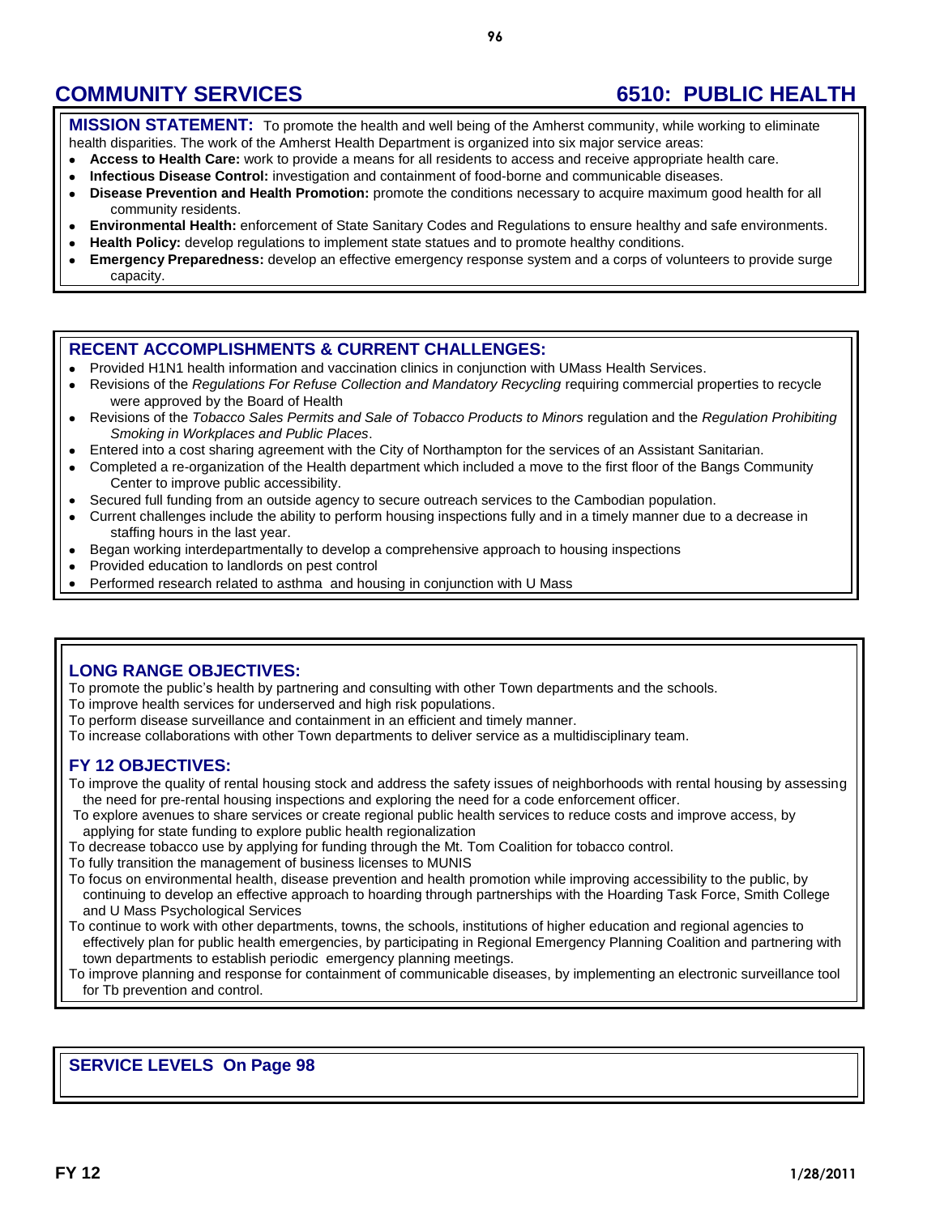# COMMUNITY SERVICES

# 6510: PUBLIC HEALTH

**MISSION STATEMENT:** To promote the health and well being of the Amherst community, while working to eliminate health disparities. The work of the Amherst Health Department is organized into six major service areas:

- **Access to Health Care:** work to provide a means for all residents to access and receive appropriate health care.
- **Infectious Disease Control:** investigation and containment of food-borne and communicable diseases.
- **Disease Prevention and Health Promotion:** promote the conditions necessary to acquire maximum good health for all community residents.
- **Environmental Health:** enforcement of State Sanitary Codes and Regulations to ensure healthy and safe environments.
- **Health Policy:** develop regulations to implement state statues and to promote healthy conditions.
- **Emergency Preparedness:** develop an effective emergency response system and a corps of volunteers to provide surge capacity.

## RECENT ACCOMPLISHMENTS & CURRENT CHALLENGES:

- Provided H1N1 health information and vaccination clinics in conjunction with UMass Health Services.
- Revisions of the *Regulations For Refuse Collection and Mandatory Recycling* requiring commercial properties to recycle were approved by the Board of Health
- Revisions of the *Tobacco Sales Permits and Sale of Tobacco Products to Minors* regulation and the *Regulation Prohibiting Smoking in Workplaces and Public Places*.
- Entered into a cost sharing agreement with the City of Northampton for the services of an Assistant Sanitarian.
- Completed a re-organization of the Health department which included a move to the first floor of the Bangs Community Center to improve public accessibility.
- Secured full funding from an outside agency to secure outreach services to the Cambodian population.
- Current challenges include the ability to perform housing inspections fully and in a timely manner due to a decrease in staffing hours in the last year.
- Began working interdepartmentally to develop a comprehensive approach to housing inspections
- Provided education to landlords on pest control
- Performed research related to asthma and housing in conjunction with U Mass

## LONG RANGE OBJECTIVES:

To promote the public's health by partnering and consulting with other Town departments and the schools.
To improve health services for underserved and high risk populations.
To perform disease surveillance and containment in an efficient and timely manner.
To increase collaborations with other Town departments to deliver service as a multidisciplinary team.

## FY 12 OBJECTIVES:

To improve the quality of rental housing stock and address the safety issues of neighborhoods with rental housing by assessing the need for pre-rental housing inspections and exploring the need for a code enforcement officer.

To explore avenues to share services or create regional public health services to reduce costs and improve access, by applying for state funding to explore public health regionalization

To decrease tobacco use by applying for funding through the Mt. Tom Coalition for tobacco control.

To fully transition the management of business licenses to MUNIS

To focus on environmental health, disease prevention and health promotion while improving accessibility to the public, by continuing to develop an effective approach to hoarding through partnerships with the Hoarding Task Force, Smith College and U Mass Psychological Services

To continue to work with other departments, towns, the schools, institutions of higher education and regional agencies to effectively plan for public health emergencies, by participating in Regional Emergency Planning Coalition and partnering with town departments to establish periodic emergency planning meetings.

To improve planning and response for containment of communicable diseases, by implementing an electronic surveillance tool for Tb prevention and control.

## SERVICE LEVELS On Page 98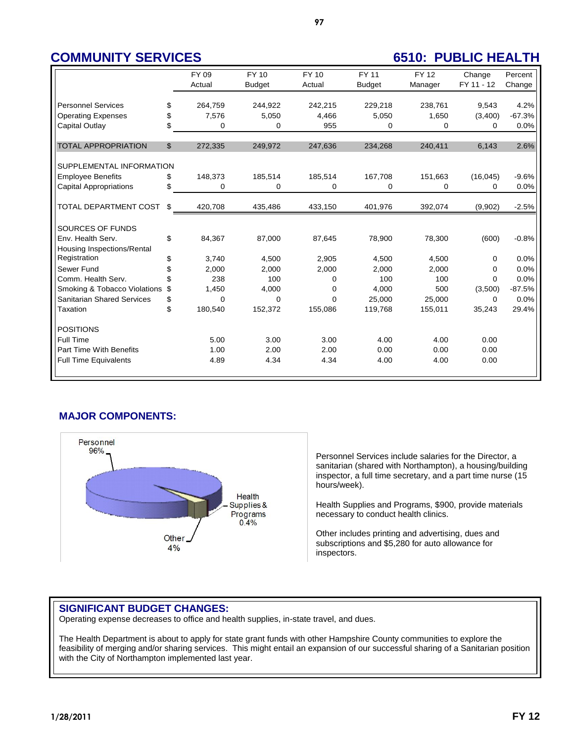# COMMUNITY SERVICES

# 6510: PUBLIC HEALTH

| | | FY 09 Actual | FY 10 Budget | FY 10 Actual | FY 11 Budget | FY 12 Manager | Change FY 11 - 12 | Percent Change |
|---|---|---|---|---|---|---|---|---|
| Personnel Services | $ | 264,759 | 244,922 | 242,215 | 229,218 | 238,761 | 9,543 | 4.2% |
| Operating Expenses | $ | 7,576 | 5,050 | 4,466 | 5,050 | 1,650 | (3,400) | -67.3% |
| Capital Outlay | $ | 0 | 0 | 955 | 0 | 0 | 0 | 0.0% |
| TOTAL APPROPRIATION | $ | 272,335 | 249,972 | 247,636 | 234,268 | 240,411 | 6,143 | 2.6% |
| SUPPLEMENTAL INFORMATION | | | | | | | | |
| Employee Benefits | $ | 148,373 | 185,514 | 185,514 | 167,708 | 151,663 | (16,045) | -9.6% |
| Capital Appropriations | $ | 0 | 0 | 0 | 0 | 0 | 0 | 0.0% |
| TOTAL DEPARTMENT COST | $ | 420,708 | 435,486 | 433,150 | 401,976 | 392,074 | (9,902) | -2.5% |
| SOURCES OF FUNDS | | | | | | | | |
| Env. Health Serv. | $ | 84,367 | 87,000 | 87,645 | 78,900 | 78,300 | (600) | -0.8% |
| Housing Inspections/Rental Registration | $ | 3,740 | 4,500 | 2,905 | 4,500 | 4,500 | 0 | 0.0% |
| Sewer Fund | $ | 2,000 | 2,000 | 2,000 | 2,000 | 2,000 | 0 | 0.0% |
| Comm. Health Serv. | $ | 238 | 100 | 0 | 100 | 100 | 0 | 0.0% |
| Smoking & Tobacco Violations | $ | 1,450 | 4,000 | 0 | 4,000 | 500 | (3,500) | -87.5% |
| Sanitarian Shared Services | $ | 0 | 0 | 0 | 25,000 | 25,000 | 0 | 0.0% |
| Taxation | $ | 180,540 | 152,372 | 155,086 | 119,768 | 155,011 | 35,243 | 29.4% |
| POSITIONS | | | | | | | | |
| Full Time | | 5.00 | 3.00 | 3.00 | 4.00 | 4.00 | 0.00 | |
| Part Time With Benefits | | 1.00 | 2.00 | 2.00 | 0.00 | 0.00 | 0.00 | |
| Full Time Equivalents | | 4.89 | 4.34 | 4.34 | 4.00 | 4.00 | 0.00 | |

## MAJOR COMPONENTS:

Personnel 96%
Health Supplies & Programs 0.4%
Other 4%

Personnel Services include salaries for the Director, a sanitarian (shared with Northampton), a housing/building inspector, a full time secretary, and a part time nurse (15 hours/week).

Health Supplies and Programs, $900, provide materials necessary to conduct health clinics.

Other includes printing and advertising, dues and subscriptions and $5,280 for auto allowance for inspectors.

## SIGNIFICANT BUDGET CHANGES:

Operating expense decreases to office and health supplies, in-state travel, and dues.

The Health Department is about to apply for state grant funds with other Hampshire County communities to explore the feasibility of merging and/or sharing services. This might entail an expansion of our successful sharing of a Sanitarian position with the City of Northampton implemented last year.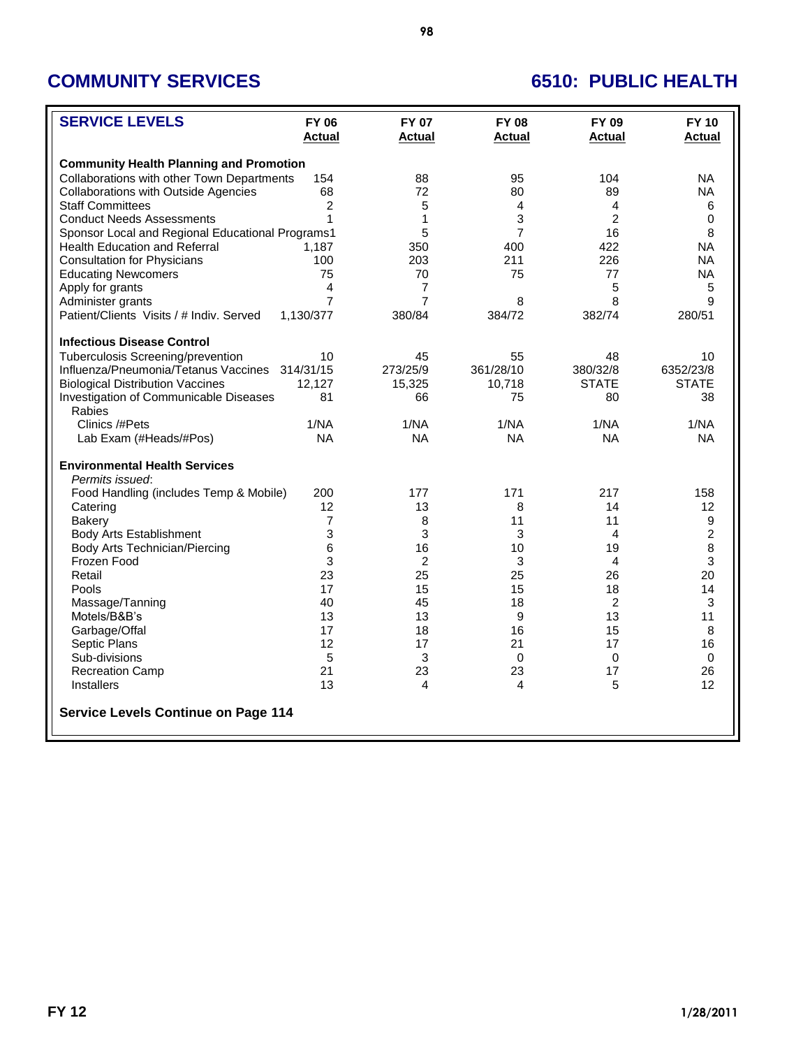# COMMUNITY SERVICES

# 6510: PUBLIC HEALTH

| SERVICE LEVELS | FY 06 Actual | FY 07 Actual | FY 08 Actual | FY 09 Actual | FY 10 Actual |
|---|---|---|---|---|---|
| **Community Health Planning and Promotion** | | | | | |
| Collaborations with other Town Departments | 154 | 88 | 95 | 104 | NA |
| Collaborations with Outside Agencies | 68 | 72 | 80 | 89 | NA |
| Staff Committees | 2 | 5 | 4 | 4 | 6 |
| Conduct Needs Assessments | 1 | 1 | 3 | 2 | 0 |
| Sponsor Local and Regional Educational Programs | 1 | 5 | 7 | 16 | 8 |
| Health Education and Referral | 1,187 | 350 | 400 | 422 | NA |
| Consultation for Physicians | 100 | 203 | 211 | 226 | NA |
| Educating Newcomers | 75 | 70 | 75 | 77 | NA |
| Apply for grants | 4 | 7 | | 5 | 5 |
| Administer grants | 7 | 7 | 8 | 8 | 9 |
| Patient/Clients Visits / # Indiv. Served | 1,130/377 | 380/84 | 384/72 | 382/74 | 280/51 |
| **Infectious Disease Control** | | | | | |
| Tuberculosis Screening/prevention | 10 | 45 | 55 | 48 | 10 |
| Influenza/Pneumonia/Tetanus Vaccines | 314/31/15 | 273/25/9 | 361/28/10 | 380/32/8 | 6352/23/8 |
| Biological Distribution Vaccines | 12,127 | 15,325 | 10,718 | STATE | STATE |
| Investigation of Communicable Diseases | 81 | 66 | 75 | 80 | 38 |
| Rabies | | | | | |
| Clinics /#Pets | 1/NA | 1/NA | 1/NA | 1/NA | 1/NA |
| Lab Exam (#Heads/#Pos) | NA | NA | NA | NA | NA |
| **Environmental Health Services** | | | | | |
| *Permits issued*: | | | | | |
| Food Handling (includes Temp & Mobile) | 200 | 177 | 171 | 217 | 158 |
| Catering | 12 | 13 | 8 | 14 | 12 |
| Bakery | 7 | 8 | 11 | 11 | 9 |
| Body Arts Establishment | 3 | 3 | 3 | 4 | 2 |
| Body Arts Technician/Piercing | 6 | 16 | 10 | 19 | 8 |
| Frozen Food | 3 | 2 | 3 | 4 | 3 |
| Retail | 23 | 25 | 25 | 26 | 20 |
| Pools | 17 | 15 | 15 | 18 | 14 |
| Massage/Tanning | 40 | 45 | 18 | 2 | 3 |
| Motels/B&B's | 13 | 13 | 9 | 13 | 11 |
| Garbage/Offal | 17 | 18 | 16 | 15 | 8 |
| Septic Plans | 12 | 17 | 21 | 17 | 16 |
| Sub-divisions | 5 | 3 | 0 | 0 | 0 |
| Recreation Camp | 21 | 23 | 23 | 17 | 26 |
| Installers | 13 | 4 | 4 | 5 | 12 |

**Service Levels Continue on Page 114**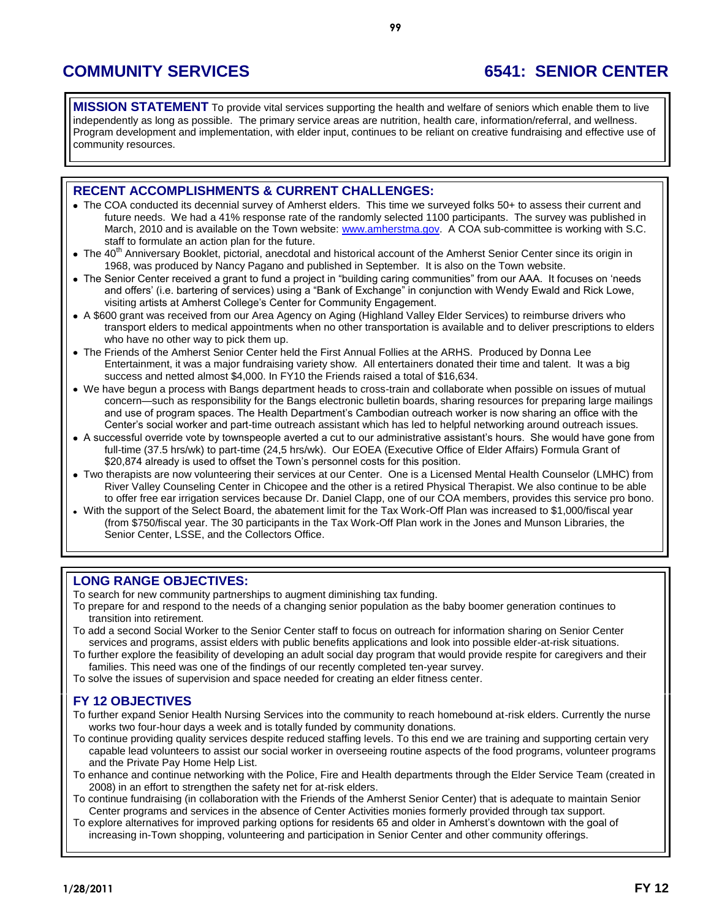# COMMUNITY SERVICES

# 6541: SENIOR CENTER

**MISSION STATEMENT** To provide vital services supporting the health and welfare of seniors which enable them to live independently as long as possible. The primary service areas are nutrition, health care, information/referral, and wellness. Program development and implementation, with elder input, continues to be reliant on creative fundraising and effective use of community resources.

## RECENT ACCOMPLISHMENTS & CURRENT CHALLENGES:

- The COA conducted its decennial survey of Amherst elders. This time we surveyed folks 50+ to assess their current and future needs. We had a 41% response rate of the randomly selected 1100 participants. The survey was published in March, 2010 and is available on the Town website: www.amherstma.gov. A COA sub-committee is working with S.C. staff to formulate an action plan for the future.
- The 40th Anniversary Booklet, pictorial, anecdotal and historical account of the Amherst Senior Center since its origin in 1968, was produced by Nancy Pagano and published in September. It is also on the Town website.
- The Senior Center received a grant to fund a project in "building caring communities" from our AAA. It focuses on 'needs and offers' (i.e. bartering of services) using a "Bank of Exchange" in conjunction with Wendy Ewald and Rick Lowe, visiting artists at Amherst College's Center for Community Engagement.
- A $600 grant was received from our Area Agency on Aging (Highland Valley Elder Services) to reimburse drivers who transport elders to medical appointments when no other transportation is available and to deliver prescriptions to elders who have no other way to pick them up.
- The Friends of the Amherst Senior Center held the First Annual Follies at the ARHS. Produced by Donna Lee Entertainment, it was a major fundraising variety show. All entertainers donated their time and talent. It was a big success and netted almost $4,000. In FY10 the Friends raised a total of $16,634.
- We have begun a process with Bangs department heads to cross-train and collaborate when possible on issues of mutual concern—such as responsibility for the Bangs electronic bulletin boards, sharing resources for preparing large mailings and use of program spaces. The Health Department's Cambodian outreach worker is now sharing an office with the Center's social worker and part-time outreach assistant which has led to helpful networking around outreach issues.
- A successful override vote by townspeople averted a cut to our administrative assistant's hours. She would have gone from full-time (37.5 hrs/wk) to part-time (24,5 hrs/wk). Our EOEA (Executive Office of Elder Affairs) Formula Grant of $20,874 already is used to offset the Town's personnel costs for this position.
- Two therapists are now volunteering their services at our Center. One is a Licensed Mental Health Counselor (LMHC) from River Valley Counseling Center in Chicopee and the other is a retired Physical Therapist. We also continue to be able to offer free ear irrigation services because Dr. Daniel Clapp, one of our COA members, provides this service pro bono.
- With the support of the Select Board, the abatement limit for the Tax Work-Off Plan was increased to $1,000/fiscal year (from $750/fiscal year. The 30 participants in the Tax Work-Off Plan work in the Jones and Munson Libraries, the Senior Center, LSSE, and the Collectors Office.

## LONG RANGE OBJECTIVES:

To search for new community partnerships to augment diminishing tax funding.

To prepare for and respond to the needs of a changing senior population as the baby boomer generation continues to transition into retirement.

To add a second Social Worker to the Senior Center staff to focus on outreach for information sharing on Senior Center services and programs, assist elders with public benefits applications and look into possible elder-at-risk situations.

To further explore the feasibility of developing an adult social day program that would provide respite for caregivers and their families. This need was one of the findings of our recently completed ten-year survey.

To solve the issues of supervision and space needed for creating an elder fitness center.

## FY 12 OBJECTIVES

To further expand Senior Health Nursing Services into the community to reach homebound at-risk elders. Currently the nurse works two four-hour days a week and is totally funded by community donations.

To continue providing quality services despite reduced staffing levels. To this end we are training and supporting certain very capable lead volunteers to assist our social worker in overseeing routine aspects of the food programs, volunteer programs and the Private Pay Home Help List.

To enhance and continue networking with the Police, Fire and Health departments through the Elder Service Team (created in 2008) in an effort to strengthen the safety net for at-risk elders.

To continue fundraising (in collaboration with the Friends of the Amherst Senior Center) that is adequate to maintain Senior Center programs and services in the absence of Center Activities monies formerly provided through tax support.

To explore alternatives for improved parking options for residents 65 and older in Amherst's downtown with the goal of increasing in-Town shopping, volunteering and participation in Senior Center and other community offerings.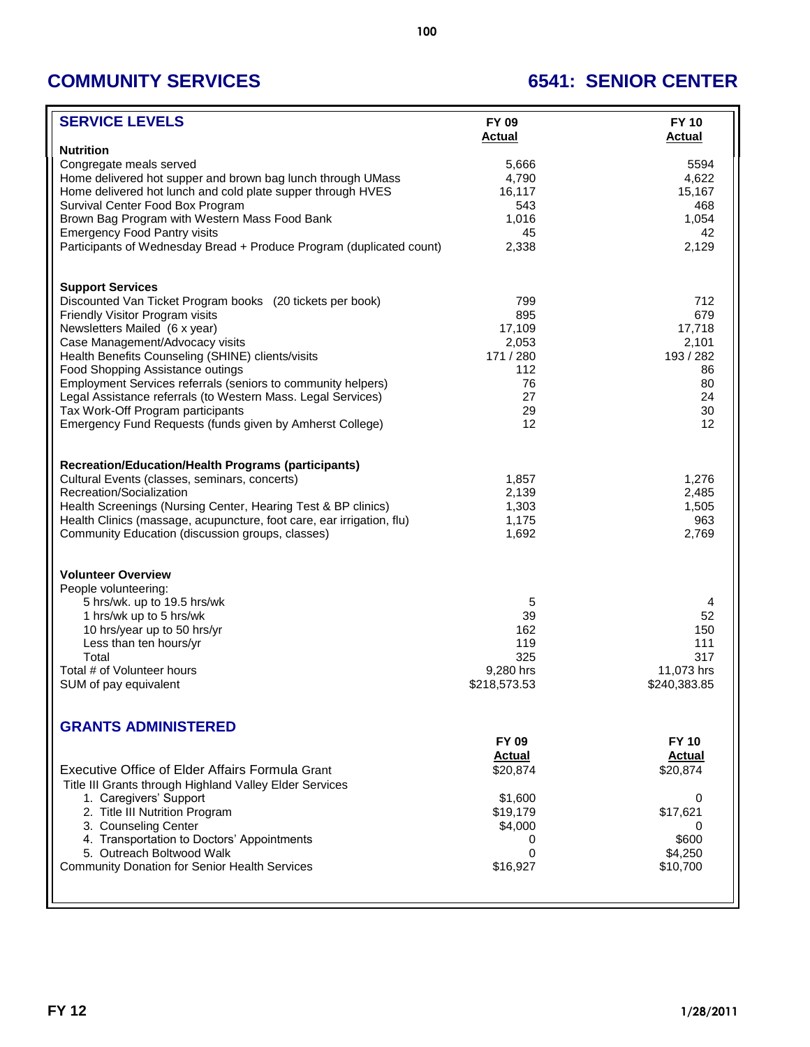# COMMUNITY SERVICES

## 6541: SENIOR CENTER

| SERVICE LEVELS | FY 09 Actual | FY 10 Actual |
|---|---|---|
| **Nutrition** | | |
| Congregate meals served | 5,666 | 5594 |
| Home delivered hot supper and brown bag lunch through UMass | 4,790 | 4,622 |
| Home delivered hot lunch and cold plate supper through HVES | 16,117 | 15,167 |
| Survival Center Food Box Program | 543 | 468 |
| Brown Bag Program with Western Mass Food Bank | 1,016 | 1,054 |
| Emergency Food Pantry visits | 45 | 42 |
| Participants of Wednesday Bread + Produce Program (duplicated count) | 2,338 | 2,129 |
| **Support Services** | | |
| Discounted Van Ticket Program books (20 tickets per book) | 799 | 712 |
| Friendly Visitor Program visits | 895 | 679 |
| Newsletters Mailed (6 x year) | 17,109 | 17,718 |
| Case Management/Advocacy visits | 2,053 | 2,101 |
| Health Benefits Counseling (SHINE) clients/visits | 171 / 280 | 193 / 282 |
| Food Shopping Assistance outings | 112 | 86 |
| Employment Services referrals (seniors to community helpers) | 76 | 80 |
| Legal Assistance referrals (to Western Mass. Legal Services) | 27 | 24 |
| Tax Work-Off Program participants | 29 | 30 |
| Emergency Fund Requests (funds given by Amherst College) | 12 | 12 |
| **Recreation/Education/Health Programs (participants)** | | |
| Cultural Events (classes, seminars, concerts) | 1,857 | 1,276 |
| Recreation/Socialization | 2,139 | 2,485 |
| Health Screenings (Nursing Center, Hearing Test & BP clinics) | 1,303 | 1,505 |
| Health Clinics (massage, acupuncture, foot care, ear irrigation, flu) | 1,175 | 963 |
| Community Education (discussion groups, classes) | 1,692 | 2,769 |
| **Volunteer Overview** | | |
| People volunteering: | | |
| 5 hrs/wk. up to 19.5 hrs/wk | 5 | 4 |
| 1 hrs/wk up to 5 hrs/wk | 39 | 52 |
| 10 hrs/year up to 50 hrs/yr | 162 | 150 |
| Less than ten hours/yr | 119 | 111 |
| Total | 325 | 317 |
| Total # of Volunteer hours | 9,280 hrs | 11,073 hrs |
| SUM of pay equivalent | $218,573.53 | $240,383.85 |

### GRANTS ADMINISTERED

| | FY 09 Actual | FY 10 Actual |
|---|---|---|
| Executive Office of Elder Affairs Formula Grant | $20,874 | $20,874 |
| Title III Grants through Highland Valley Elder Services | | |
| 1. Caregivers' Support | $1,600 | 0 |
| 2. Title III Nutrition Program | $19,179 | $17,621 |
| 3. Counseling Center | $4,000 | 0 |
| 4. Transportation to Doctors' Appointments | 0 | $600 |
| 5. Outreach Boltwood Walk | 0 | $4,250 |
| Community Donation for Senior Health Services | $16,927 | $10,700 |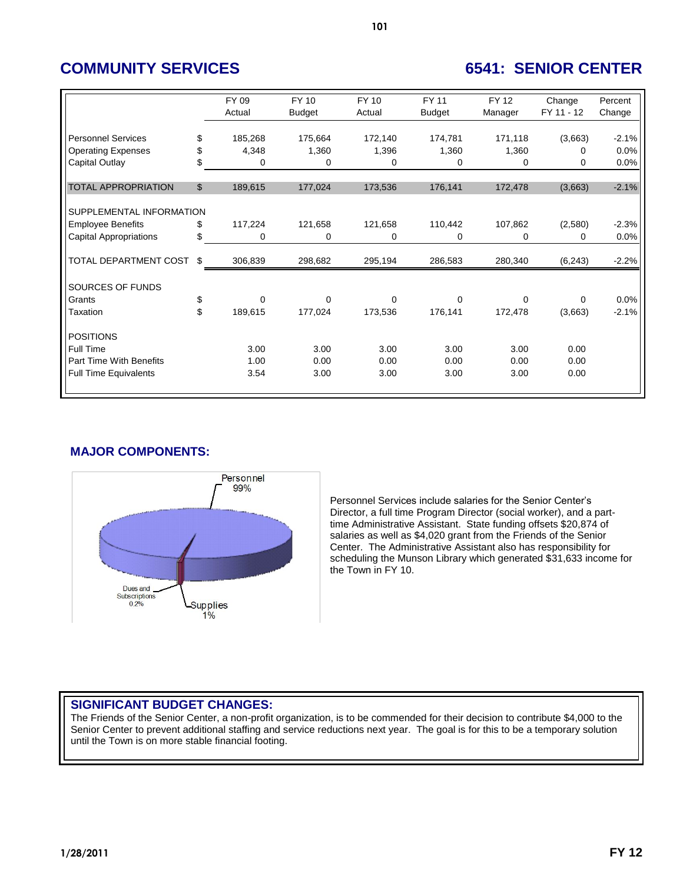# COMMUNITY SERVICES

# 6541: SENIOR CENTER

| | | FY 09 Actual | FY 10 Budget | FY 10 Actual | FY 11 Budget | FY 12 Manager | Change FY 11 - 12 | Percent Change |
|---|---|---|---|---|---|---|---|---|
| Personnel Services | $ | 185,268 | 175,664 | 172,140 | 174,781 | 171,118 | (3,663) | -2.1% |
| Operating Expenses | $ | 4,348 | 1,360 | 1,396 | 1,360 | 1,360 | 0 | 0.0% |
| Capital Outlay | $ | 0 | 0 | 0 | 0 | 0 | 0 | 0.0% |
| TOTAL APPROPRIATION | $ | 189,615 | 177,024 | 173,536 | 176,141 | 172,478 | (3,663) | -2.1% |
| SUPPLEMENTAL INFORMATION | | | | | | | | |
| Employee Benefits | $ | 117,224 | 121,658 | 121,658 | 110,442 | 107,862 | (2,580) | -2.3% |
| Capital Appropriations | $ | 0 | 0 | 0 | 0 | 0 | 0 | 0.0% |
| TOTAL DEPARTMENT COST | $ | 306,839 | 298,682 | 295,194 | 286,583 | 280,340 | (6,243) | -2.2% |
| SOURCES OF FUNDS | | | | | | | | |
| Grants | $ | 0 | 0 | 0 | 0 | 0 | 0 | 0.0% |
| Taxation | $ | 189,615 | 177,024 | 173,536 | 176,141 | 172,478 | (3,663) | -2.1% |
| POSITIONS | | | | | | | | |
| Full Time | | 3.00 | 3.00 | 3.00 | 3.00 | 3.00 | 0.00 | |
| Part Time With Benefits | | 1.00 | 0.00 | 0.00 | 0.00 | 0.00 | 0.00 | |
| Full Time Equivalents | | 3.54 | 3.00 | 3.00 | 3.00 | 3.00 | 0.00 | |

## MAJOR COMPONENTS:

Personnel 99%

Dues and Subscriptions 0.2%

Supplies 1%

Personnel Services include salaries for the Senior Center's Director, a full time Program Director (social worker), and a part-time Administrative Assistant. State funding offsets $20,874 of salaries as well as $4,020 grant from the Friends of the Senior Center. The Administrative Assistant also has responsibility for scheduling the Munson Library which generated $31,633 income for the Town in FY 10.

## SIGNIFICANT BUDGET CHANGES:

The Friends of the Senior Center, a non-profit organization, is to be commended for their decision to contribute $4,000 to the Senior Center to prevent additional staffing and service reductions next year. The goal is for this to be a temporary solution until the Town is on more stable financial footing.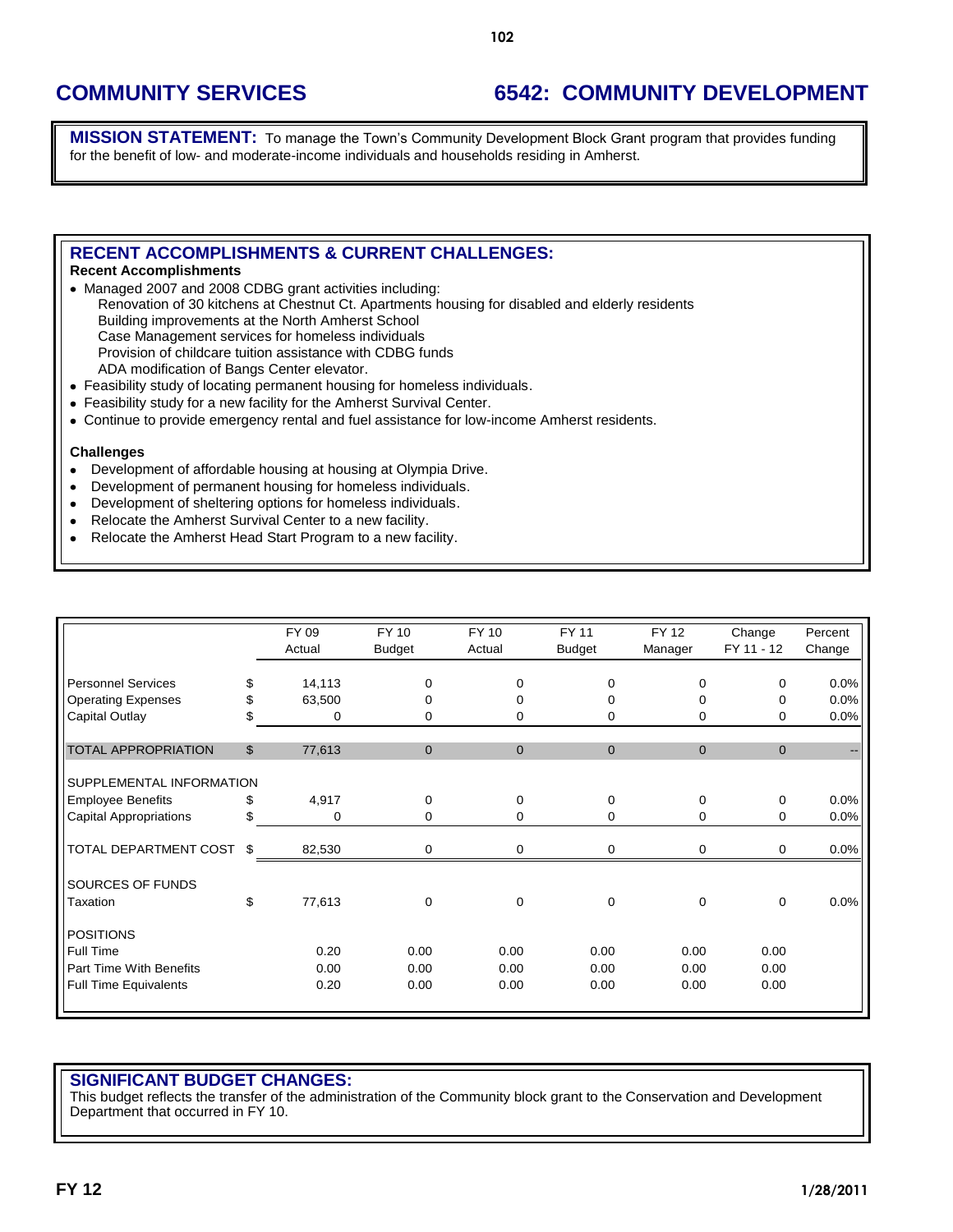# COMMUNITY SERVICES

# 6542: COMMUNITY DEVELOPMENT

**MISSION STATEMENT:** To manage the Town's Community Development Block Grant program that provides funding for the benefit of low- and moderate-income individuals and households residing in Amherst.

## RECENT ACCOMPLISHMENTS & CURRENT CHALLENGES:

**Recent Accomplishments**

- Managed 2007 and 2008 CDBG grant activities including:
  - Renovation of 30 kitchens at Chestnut Ct. Apartments housing for disabled and elderly residents
  - Building improvements at the North Amherst School
  - Case Management services for homeless individuals
  - Provision of childcare tuition assistance with CDBG funds
  - ADA modification of Bangs Center elevator.
- Feasibility study of locating permanent housing for homeless individuals.
- Feasibility study for a new facility for the Amherst Survival Center.
- Continue to provide emergency rental and fuel assistance for low-income Amherst residents.

**Challenges**

- Development of affordable housing at housing at Olympia Drive.
- Development of permanent housing for homeless individuals.
- Development of sheltering options for homeless individuals.
- Relocate the Amherst Survival Center to a new facility.
- Relocate the Amherst Head Start Program to a new facility.

| | | FY 09 Actual | FY 10 Budget | FY 10 Actual | FY 11 Budget | FY 12 Manager | Change FY 11 - 12 | Percent Change |
|---|---|---|---|---|---|---|---|---|
| Personnel Services | $ | 14,113 | 0 | 0 | 0 | 0 | 0 | 0.0% |
| Operating Expenses | $ | 63,500 | 0 | 0 | 0 | 0 | 0 | 0.0% |
| Capital Outlay | $ | 0 | 0 | 0 | 0 | 0 | 0 | 0.0% |
| TOTAL APPROPRIATION | $ | 77,613 | 0 | 0 | 0 | 0 | 0 | -- |
| SUPPLEMENTAL INFORMATION | | | | | | | | |
| Employee Benefits | $ | 4,917 | 0 | 0 | 0 | 0 | 0 | 0.0% |
| Capital Appropriations | $ | 0 | 0 | 0 | 0 | 0 | 0 | 0.0% |
| TOTAL DEPARTMENT COST | $ | 82,530 | 0 | 0 | 0 | 0 | 0 | 0.0% |
| SOURCES OF FUNDS | | | | | | | | |
| Taxation | $ | 77,613 | 0 | 0 | 0 | 0 | 0 | 0.0% |
| POSITIONS | | | | | | | | |
| Full Time | | 0.20 | 0.00 | 0.00 | 0.00 | 0.00 | 0.00 | |
| Part Time With Benefits | | 0.00 | 0.00 | 0.00 | 0.00 | 0.00 | 0.00 | |
| Full Time Equivalents | | 0.20 | 0.00 | 0.00 | 0.00 | 0.00 | 0.00 | |

## SIGNIFICANT BUDGET CHANGES:

This budget reflects the transfer of the administration of the Community block grant to the Conservation and Development Department that occurred in FY 10.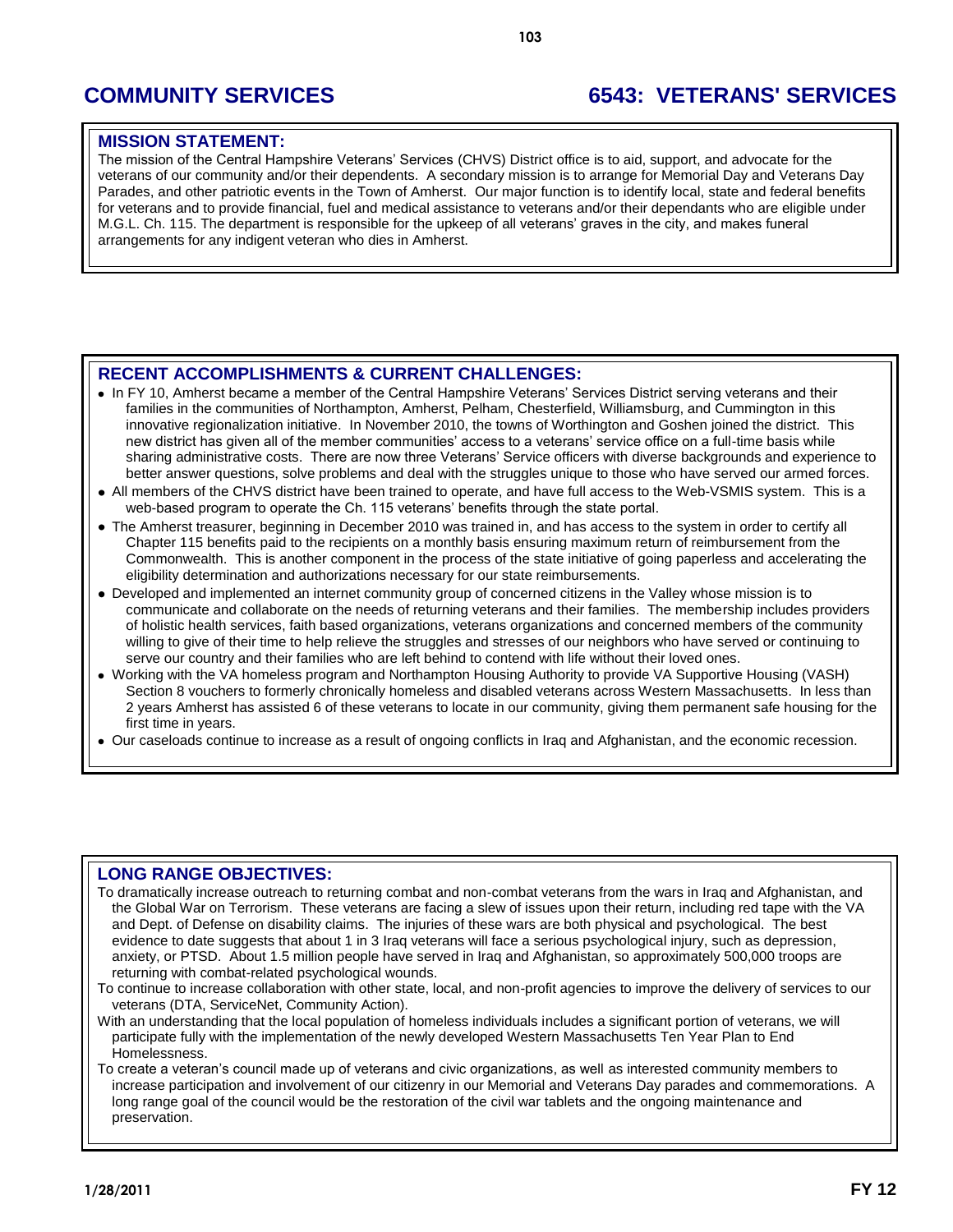# COMMUNITY SERVICES

# 6543: VETERANS' SERVICES

## MISSION STATEMENT:

The mission of the Central Hampshire Veterans' Services (CHVS) District office is to aid, support, and advocate for the veterans of our community and/or their dependents. A secondary mission is to arrange for Memorial Day and Veterans Day Parades, and other patriotic events in the Town of Amherst. Our major function is to identify local, state and federal benefits for veterans and to provide financial, fuel and medical assistance to veterans and/or their dependants who are eligible under M.G.L. Ch. 115. The department is responsible for the upkeep of all veterans' graves in the city, and makes funeral arrangements for any indigent veteran who dies in Amherst.

## RECENT ACCOMPLISHMENTS & CURRENT CHALLENGES:

- In FY 10, Amherst became a member of the Central Hampshire Veterans' Services District serving veterans and their families in the communities of Northampton, Amherst, Pelham, Chesterfield, Williamsburg, and Cummington in this innovative regionalization initiative. In November 2010, the towns of Worthington and Goshen joined the district. This new district has given all of the member communities' access to a veterans' service office on a full-time basis while sharing administrative costs. There are now three Veterans' Service officers with diverse backgrounds and experience to better answer questions, solve problems and deal with the struggles unique to those who have served our armed forces.
- All members of the CHVS district have been trained to operate, and have full access to the Web-VSMIS system. This is a web-based program to operate the Ch. 115 veterans' benefits through the state portal.
- The Amherst treasurer, beginning in December 2010 was trained in, and has access to the system in order to certify all Chapter 115 benefits paid to the recipients on a monthly basis ensuring maximum return of reimbursement from the Commonwealth. This is another component in the process of the state initiative of going paperless and accelerating the eligibility determination and authorizations necessary for our state reimbursements.
- Developed and implemented an internet community group of concerned citizens in the Valley whose mission is to communicate and collaborate on the needs of returning veterans and their families. The membership includes providers of holistic health services, faith based organizations, veterans organizations and concerned members of the community willing to give of their time to help relieve the struggles and stresses of our neighbors who have served or continuing to serve our country and their families who are left behind to contend with life without their loved ones.
- Working with the VA homeless program and Northampton Housing Authority to provide VA Supportive Housing (VASH) Section 8 vouchers to formerly chronically homeless and disabled veterans across Western Massachusetts. In less than 2 years Amherst has assisted 6 of these veterans to locate in our community, giving them permanent safe housing for the first time in years.
- Our caseloads continue to increase as a result of ongoing conflicts in Iraq and Afghanistan, and the economic recession.

## LONG RANGE OBJECTIVES:

To dramatically increase outreach to returning combat and non-combat veterans from the wars in Iraq and Afghanistan, and the Global War on Terrorism. These veterans are facing a slew of issues upon their return, including red tape with the VA and Dept. of Defense on disability claims. The injuries of these wars are both physical and psychological. The best evidence to date suggests that about 1 in 3 Iraq veterans will face a serious psychological injury, such as depression, anxiety, or PTSD. About 1.5 million people have served in Iraq and Afghanistan, so approximately 500,000 troops are returning with combat-related psychological wounds.

To continue to increase collaboration with other state, local, and non-profit agencies to improve the delivery of services to our veterans (DTA, ServiceNet, Community Action).

With an understanding that the local population of homeless individuals includes a significant portion of veterans, we will participate fully with the implementation of the newly developed Western Massachusetts Ten Year Plan to End Homelessness.

To create a veteran's council made up of veterans and civic organizations, as well as interested community members to increase participation and involvement of our citizenry in our Memorial and Veterans Day parades and commemorations. A long range goal of the council would be the restoration of the civil war tablets and the ongoing maintenance and preservation.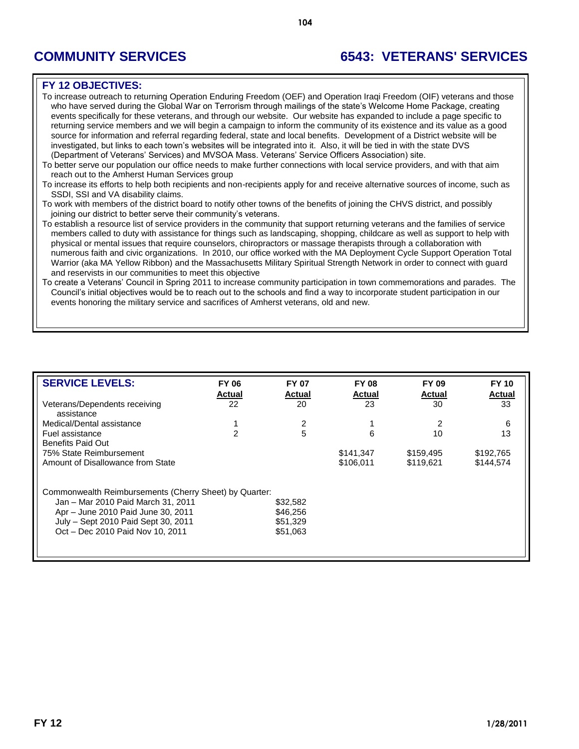# COMMUNITY SERVICES

# 6543: VETERANS' SERVICES

## FY 12 OBJECTIVES:

To increase outreach to returning Operation Enduring Freedom (OEF) and Operation Iraqi Freedom (OIF) veterans and those who have served during the Global War on Terrorism through mailings of the state's Welcome Home Package, creating events specifically for these veterans, and through our website. Our website has expanded to include a page specific to returning service members and we will begin a campaign to inform the community of its existence and its value as a good source for information and referral regarding federal, state and local benefits. Development of a District website will be investigated, but links to each town's websites will be integrated into it. Also, it will be tied in with the state DVS (Department of Veterans' Services) and MVSOA Mass. Veterans' Service Officers Association) site.

To better serve our population our office needs to make further connections with local service providers, and with that aim reach out to the Amherst Human Services group

To increase its efforts to help both recipients and non-recipients apply for and receive alternative sources of income, such as SSDI, SSI and VA disability claims.

To work with members of the district board to notify other towns of the benefits of joining the CHVS district, and possibly joining our district to better serve their community's veterans.

To establish a resource list of service providers in the community that support returning veterans and the families of service members called to duty with assistance for things such as landscaping, shopping, childcare as well as support to help with physical or mental issues that require counselors, chiropractors or massage therapists through a collaboration with numerous faith and civic organizations. In 2010, our office worked with the MA Deployment Cycle Support Operation Total Warrior (aka MA Yellow Ribbon) and the Massachusetts Military Spiritual Strength Network in order to connect with guard and reservists in our communities to meet this objective

To create a Veterans' Council in Spring 2011 to increase community participation in town commemorations and parades. The Council's initial objectives would be to reach out to the schools and find a way to incorporate student participation in our events honoring the military service and sacrifices of Amherst veterans, old and new.

## SERVICE LEVELS:

| | FY 06 Actual | FY 07 Actual | FY 08 Actual | FY 09 Actual | FY 10 Actual |
|---|---|---|---|---|---|
| Veterans/Dependents receiving assistance | 22 | 20 | 23 | 30 | 33 |
| Medical/Dental assistance | 1 | 2 | 1 | 2 | 6 |
| Fuel assistance | 2 | 5 | 6 | 10 | 13 |
| Benefits Paid Out | | | | | |
| 75% State Reimbursement | | | $141,347 | $159,495 | $192,765 |
| Amount of Disallowance from State | | | $106,011 | $119,621 | $144,574 |

Commonwealth Reimbursements (Cherry Sheet) by Quarter:

| Quarter | Amount |
|---|---|
| Jan – Mar 2010 Paid March 31, 2011 | $32,582 |
| Apr – June 2010 Paid June 30, 2011 | $46,256 |
| July – Sept 2010 Paid Sept 30, 2011 | $51,329 |
| Oct – Dec 2010 Paid Nov 10, 2011 | $51,063 |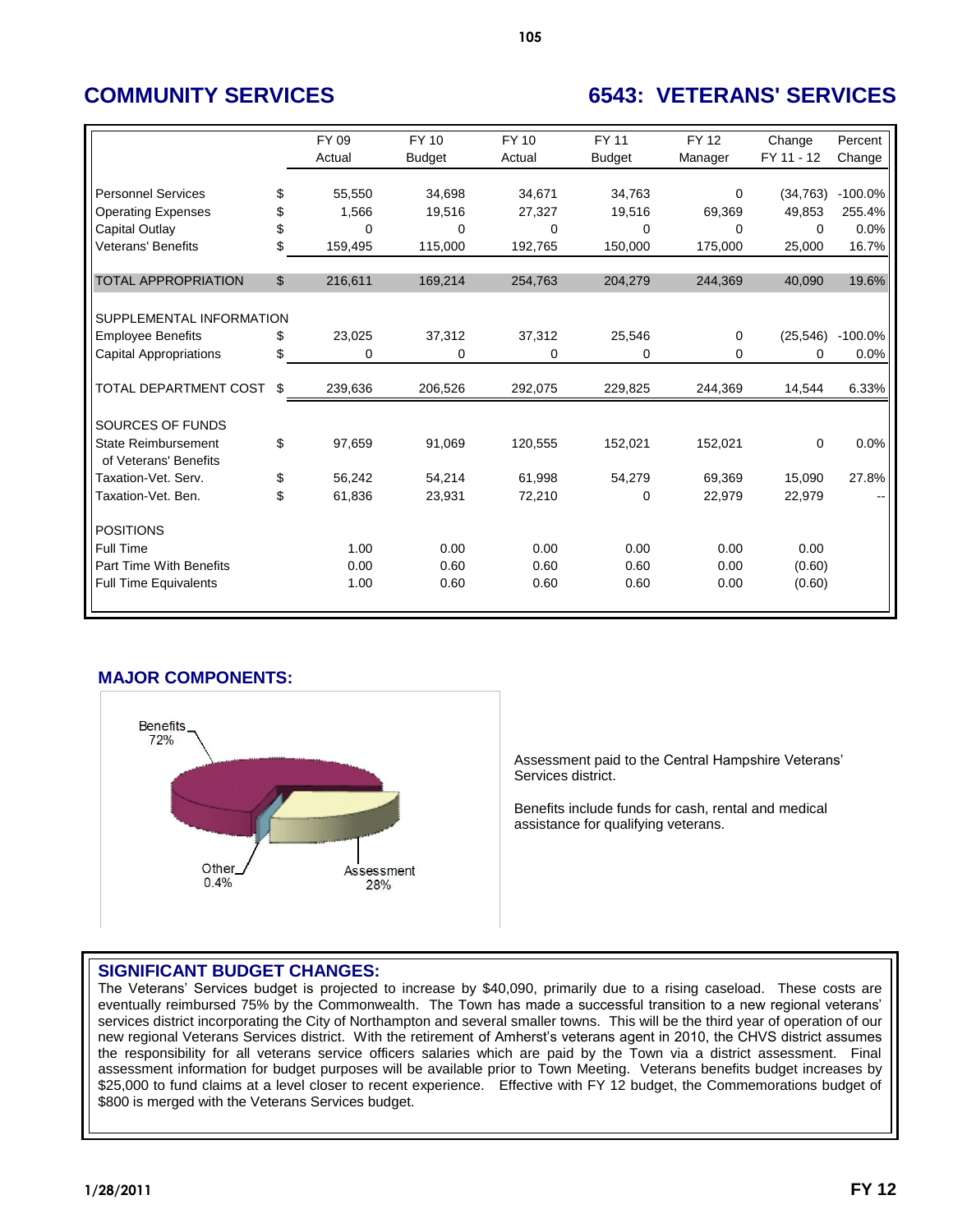## COMMUNITY SERVICES

## 6543: VETERANS' SERVICES

| | | FY 09 Actual | FY 10 Budget | FY 10 Actual | FY 11 Budget | FY 12 Manager | Change FY 11 - 12 | Percent Change |
|---|---|---|---|---|---|---|---|---|
| Personnel Services | $ | 55,550 | 34,698 | 34,671 | 34,763 | 0 | (34,763) | -100.0% |
| Operating Expenses | $ | 1,566 | 19,516 | 27,327 | 19,516 | 69,369 | 49,853 | 255.4% |
| Capital Outlay | $ | 0 | 0 | 0 | 0 | 0 | 0 | 0.0% |
| Veterans' Benefits | $ | 159,495 | 115,000 | 192,765 | 150,000 | 175,000 | 25,000 | 16.7% |
| TOTAL APPROPRIATION | $ | 216,611 | 169,214 | 254,763 | 204,279 | 244,369 | 40,090 | 19.6% |
| SUPPLEMENTAL INFORMATION | | | | | | | | |
| Employee Benefits | $ | 23,025 | 37,312 | 37,312 | 25,546 | 0 | (25,546) | -100.0% |
| Capital Appropriations | $ | 0 | 0 | 0 | 0 | 0 | 0 | 0.0% |
| TOTAL DEPARTMENT COST | $ | 239,636 | 206,526 | 292,075 | 229,825 | 244,369 | 14,544 | 6.33% |
| SOURCES OF FUNDS | | | | | | | | |
| State Reimbursement of Veterans' Benefits | $ | 97,659 | 91,069 | 120,555 | 152,021 | 152,021 | 0 | 0.0% |
| Taxation-Vet. Serv. | $ | 56,242 | 54,214 | 61,998 | 54,279 | 69,369 | 15,090 | 27.8% |
| Taxation-Vet. Ben. | $ | 61,836 | 23,931 | 72,210 | 0 | 22,979 | 22,979 | -- |
| POSITIONS | | | | | | | | |
| Full Time | | 1.00 | 0.00 | 0.00 | 0.00 | 0.00 | 0.00 | |
| Part Time With Benefits | | 0.00 | 0.60 | 0.60 | 0.60 | 0.00 | (0.60) | |
| Full Time Equivalents | | 1.00 | 0.60 | 0.60 | 0.60 | 0.00 | (0.60) | |

### MAJOR COMPONENTS:

Benefits 72%

Other 0.4%

Assessment 28%

Assessment paid to the Central Hampshire Veterans' Services district.

Benefits include funds for cash, rental and medical assistance for qualifying veterans.

### SIGNIFICANT BUDGET CHANGES:

The Veterans' Services budget is projected to increase by $40,090, primarily due to a rising caseload. These costs are eventually reimbursed 75% by the Commonwealth. The Town has made a successful transition to a new regional veterans' services district incorporating the City of Northampton and several smaller towns. This will be the third year of operation of our new regional Veterans Services district. With the retirement of Amherst's veterans agent in 2010, the CHVS district assumes the responsibility for all veterans service officers salaries which are paid by the Town via a district assessment. Final assessment information for budget purposes will be available prior to Town Meeting. Veterans benefits budget increases by $25,000 to fund claims at a level closer to recent experience. Effective with FY 12 budget, the Commemorations budget of $800 is merged with the Veterans Services budget.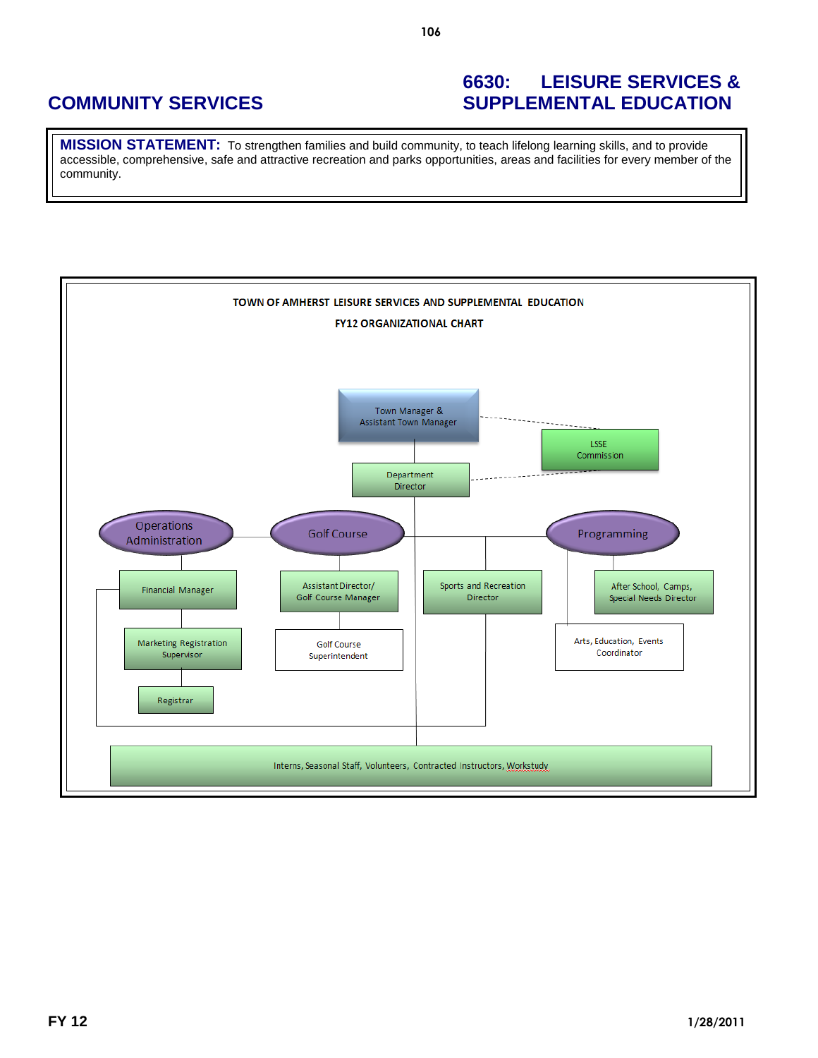## COMMUNITY SERVICES

## 6630: LEISURE SERVICES & SUPPLEMENTAL EDUCATION

**MISSION STATEMENT:** To strengthen families and build community, to teach lifelong learning skills, and to provide accessible, comprehensive, safe and attractive recreation and parks opportunities, areas and facilities for every member of the community.

TOWN OF AMHERST LEISURE SERVICES AND SUPPLEMENTAL EDUCATION

FY12 ORGANIZATIONAL CHART

- Town Manager & Assistant Town Manager
  - LSSE Commission (dotted line)
  - Department Director (dotted line to LSSE Commission)
    - Operations Administration
      - Financial Manager
        - Marketing Registration Supervisor
          - Registrar
    - Golf Course
      - Assistant Director/ Golf Course Manager
        - Golf Course Superintendent
    - Sports and Recreation Director
    - Programming
      - After School, Camps, Special Needs Director
      - Arts, Education, Events Coordinator
    - Interns, Seasonal Staff, Volunteers, Contracted Instructors, Workstudy

FY 12

1/28/2011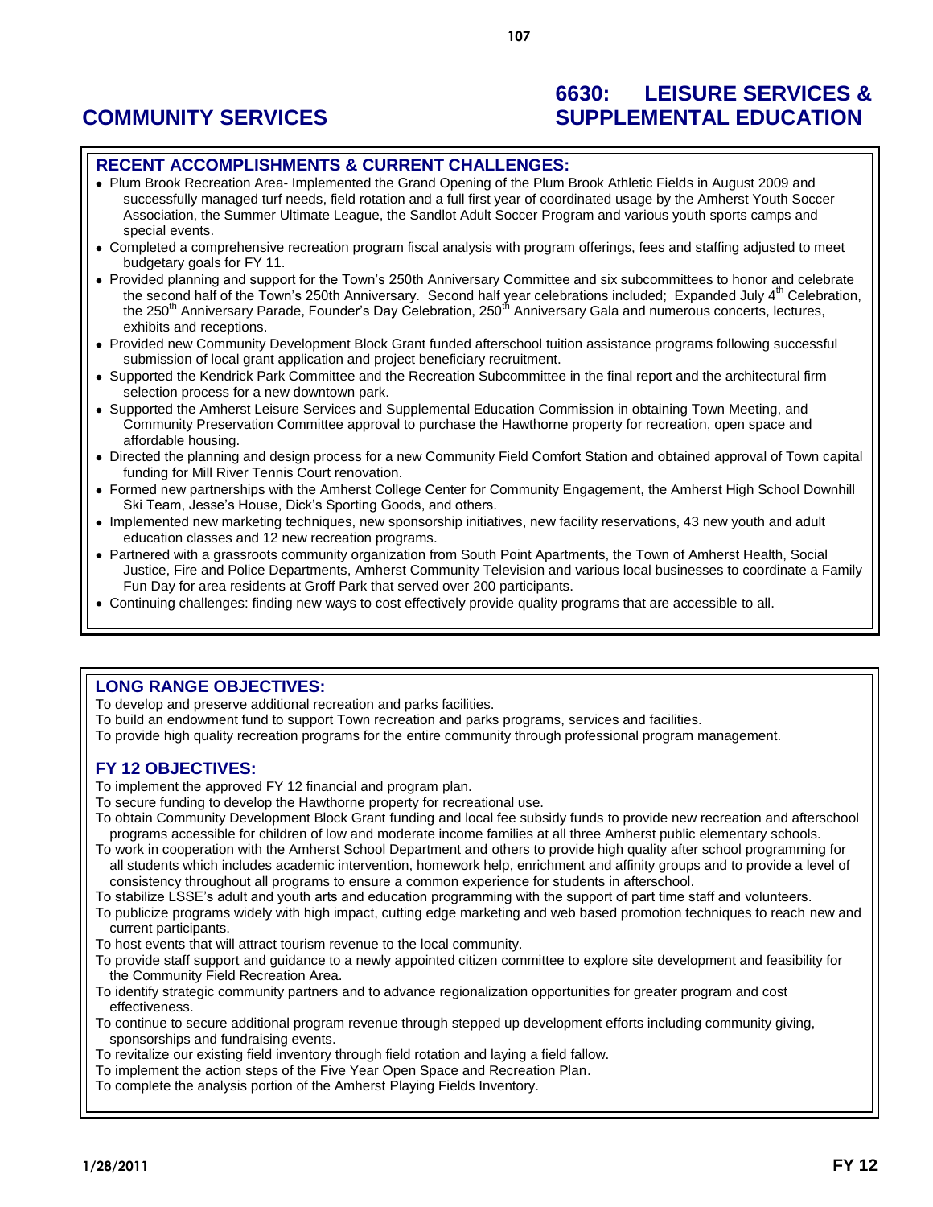# COMMUNITY SERVICES

# 6630: LEISURE SERVICES & SUPPLEMENTAL EDUCATION

## RECENT ACCOMPLISHMENTS & CURRENT CHALLENGES:

- Plum Brook Recreation Area- Implemented the Grand Opening of the Plum Brook Athletic Fields in August 2009 and successfully managed turf needs, field rotation and a full first year of coordinated usage by the Amherst Youth Soccer Association, the Summer Ultimate League, the Sandlot Adult Soccer Program and various youth sports camps and special events.
- Completed a comprehensive recreation program fiscal analysis with program offerings, fees and staffing adjusted to meet budgetary goals for FY 11.
- Provided planning and support for the Town's 250th Anniversary Committee and six subcommittees to honor and celebrate the second half of the Town's 250th Anniversary. Second half year celebrations included; Expanded July 4th Celebration, the 250th Anniversary Parade, Founder's Day Celebration, 250th Anniversary Gala and numerous concerts, lectures, exhibits and receptions.
- Provided new Community Development Block Grant funded afterschool tuition assistance programs following successful submission of local grant application and project beneficiary recruitment.
- Supported the Kendrick Park Committee and the Recreation Subcommittee in the final report and the architectural firm selection process for a new downtown park.
- Supported the Amherst Leisure Services and Supplemental Education Commission in obtaining Town Meeting, and Community Preservation Committee approval to purchase the Hawthorne property for recreation, open space and affordable housing.
- Directed the planning and design process for a new Community Field Comfort Station and obtained approval of Town capital funding for Mill River Tennis Court renovation.
- Formed new partnerships with the Amherst College Center for Community Engagement, the Amherst High School Downhill Ski Team, Jesse's House, Dick's Sporting Goods, and others.
- Implemented new marketing techniques, new sponsorship initiatives, new facility reservations, 43 new youth and adult education classes and 12 new recreation programs.
- Partnered with a grassroots community organization from South Point Apartments, the Town of Amherst Health, Social Justice, Fire and Police Departments, Amherst Community Television and various local businesses to coordinate a Family Fun Day for area residents at Groff Park that served over 200 participants.
- Continuing challenges: finding new ways to cost effectively provide quality programs that are accessible to all.

## LONG RANGE OBJECTIVES:

To develop and preserve additional recreation and parks facilities.

To build an endowment fund to support Town recreation and parks programs, services and facilities.

To provide high quality recreation programs for the entire community through professional program management.

## FY 12 OBJECTIVES:

To implement the approved FY 12 financial and program plan.

To secure funding to develop the Hawthorne property for recreational use.

To obtain Community Development Block Grant funding and local fee subsidy funds to provide new recreation and afterschool programs accessible for children of low and moderate income families at all three Amherst public elementary schools.

To work in cooperation with the Amherst School Department and others to provide high quality after school programming for all students which includes academic intervention, homework help, enrichment and affinity groups and to provide a level of consistency throughout all programs to ensure a common experience for students in afterschool.

To stabilize LSSE's adult and youth arts and education programming with the support of part time staff and volunteers.

To publicize programs widely with high impact, cutting edge marketing and web based promotion techniques to reach new and current participants.

To host events that will attract tourism revenue to the local community.

To provide staff support and guidance to a newly appointed citizen committee to explore site development and feasibility for the Community Field Recreation Area.

To identify strategic community partners and to advance regionalization opportunities for greater program and cost effectiveness.

To continue to secure additional program revenue through stepped up development efforts including community giving, sponsorships and fundraising events.

To revitalize our existing field inventory through field rotation and laying a field fallow.

To implement the action steps of the Five Year Open Space and Recreation Plan.

To complete the analysis portion of the Amherst Playing Fields Inventory.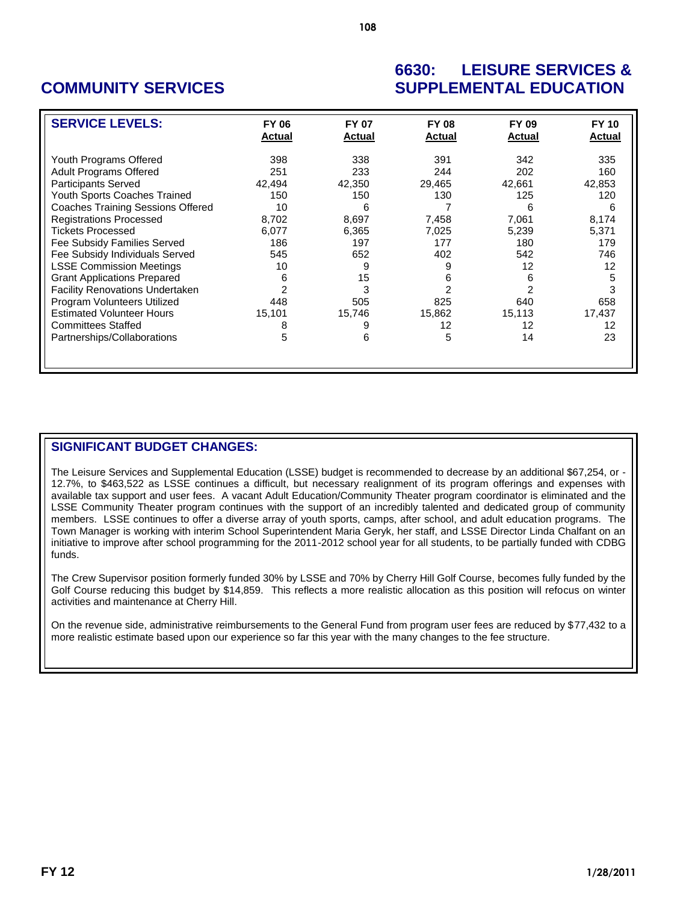# COMMUNITY SERVICES

# 6630: LEISURE SERVICES & SUPPLEMENTAL EDUCATION

| SERVICE LEVELS: | FY 06 Actual | FY 07 Actual | FY 08 Actual | FY 09 Actual | FY 10 Actual |
|---|---|---|---|---|---|
| Youth Programs Offered | 398 | 338 | 391 | 342 | 335 |
| Adult Programs Offered | 251 | 233 | 244 | 202 | 160 |
| Participants Served | 42,494 | 42,350 | 29,465 | 42,661 | 42,853 |
| Youth Sports Coaches Trained | 150 | 150 | 130 | 125 | 120 |
| Coaches Training Sessions Offered | 10 | 6 | 7 | 6 | 6 |
| Registrations Processed | 8,702 | 8,697 | 7,458 | 7,061 | 8,174 |
| Tickets Processed | 6,077 | 6,365 | 7,025 | 5,239 | 5,371 |
| Fee Subsidy Families Served | 186 | 197 | 177 | 180 | 179 |
| Fee Subsidy Individuals Served | 545 | 652 | 402 | 542 | 746 |
| LSSE Commission Meetings | 10 | 9 | 9 | 12 | 12 |
| Grant Applications Prepared | 6 | 15 | 6 | 6 | 5 |
| Facility Renovations Undertaken | 2 | 3 | 2 | 2 | 3 |
| Program Volunteers Utilized | 448 | 505 | 825 | 640 | 658 |
| Estimated Volunteer Hours | 15,101 | 15,746 | 15,862 | 15,113 | 17,437 |
| Committees Staffed | 8 | 9 | 12 | 12 | 12 |
| Partnerships/Collaborations | 5 | 6 | 5 | 14 | 23 |

## SIGNIFICANT BUDGET CHANGES:

The Leisure Services and Supplemental Education (LSSE) budget is recommended to decrease by an additional $67,254, or -12.7%, to $463,522 as LSSE continues a difficult, but necessary realignment of its program offerings and expenses with available tax support and user fees. A vacant Adult Education/Community Theater program coordinator is eliminated and the LSSE Community Theater program continues with the support of an incredibly talented and dedicated group of community members. LSSE continues to offer a diverse array of youth sports, camps, after school, and adult education programs. The Town Manager is working with interim School Superintendent Maria Geryk, her staff, and LSSE Director Linda Chalfant on an initiative to improve after school programming for the 2011-2012 school year for all students, to be partially funded with CDBG funds.

The Crew Supervisor position formerly funded 30% by LSSE and 70% by Cherry Hill Golf Course, becomes fully funded by the Golf Course reducing this budget by $14,859. This reflects a more realistic allocation as this position will refocus on winter activities and maintenance at Cherry Hill.

On the revenue side, administrative reimbursements to the General Fund from program user fees are reduced by $77,432 to a more realistic estimate based upon our experience so far this year with the many changes to the fee structure.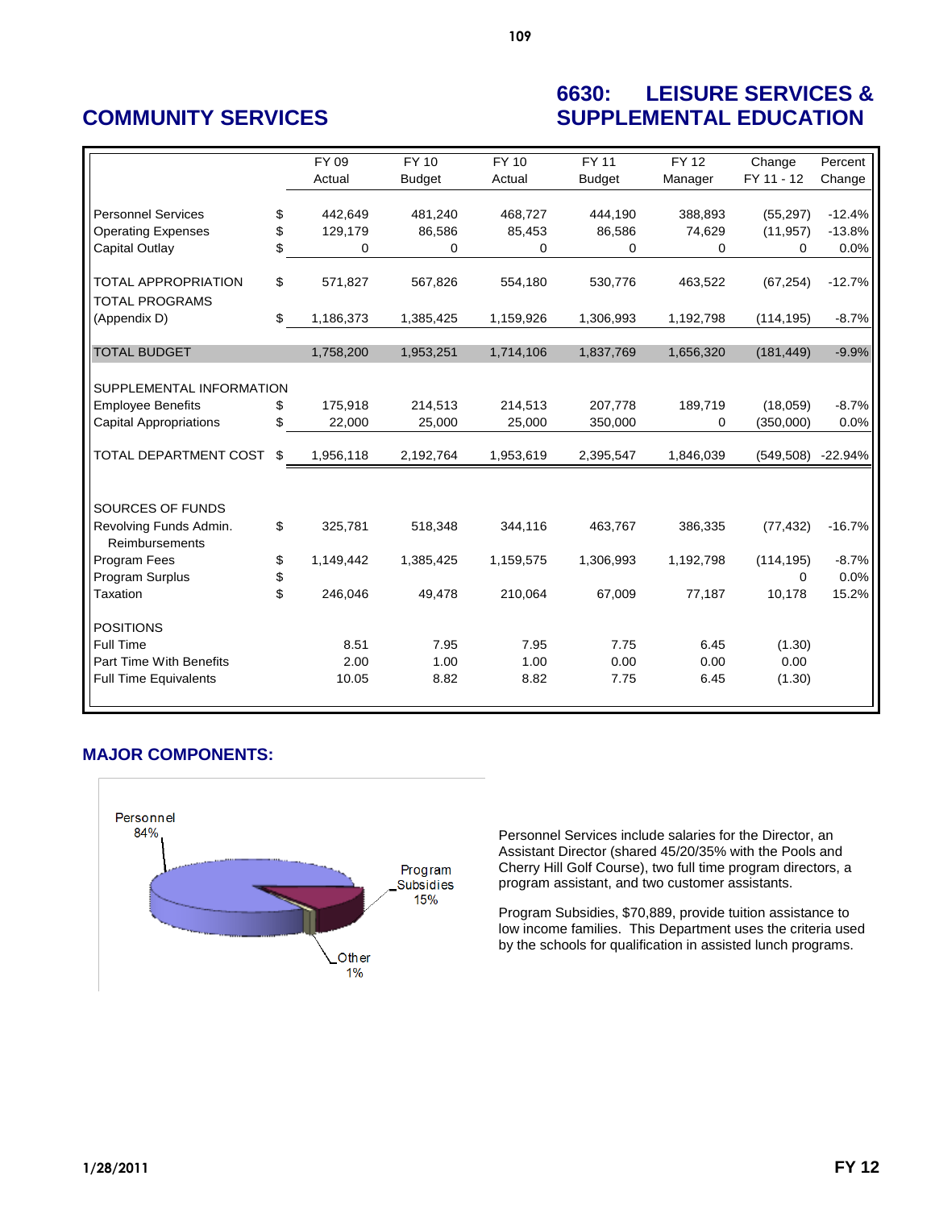# COMMUNITY SERVICES

# 6630: LEISURE SERVICES & SUPPLEMENTAL EDUCATION

| | | FY 09 Actual | FY 10 Budget | FY 10 Actual | FY 11 Budget | FY 12 Manager | Change FY 11 - 12 | Percent Change |
|---|---|---|---|---|---|---|---|---|
| Personnel Services | $ | 442,649 | 481,240 | 468,727 | 444,190 | 388,893 | (55,297) | -12.4% |
| Operating Expenses | $ | 129,179 | 86,586 | 85,453 | 86,586 | 74,629 | (11,957) | -13.8% |
| Capital Outlay | $ | 0 | 0 | 0 | 0 | 0 | 0 | 0.0% |
| TOTAL APPROPRIATION | $ | 571,827 | 567,826 | 554,180 | 530,776 | 463,522 | (67,254) | -12.7% |
| TOTAL PROGRAMS (Appendix D) | $ | 1,186,373 | 1,385,425 | 1,159,926 | 1,306,993 | 1,192,798 | (114,195) | -8.7% |
| TOTAL BUDGET | | 1,758,200 | 1,953,251 | 1,714,106 | 1,837,769 | 1,656,320 | (181,449) | -9.9% |
| SUPPLEMENTAL INFORMATION | | | | | | | | |
| Employee Benefits | $ | 175,918 | 214,513 | 214,513 | 207,778 | 189,719 | (18,059) | -8.7% |
| Capital Appropriations | $ | 22,000 | 25,000 | 25,000 | 350,000 | 0 | (350,000) | 0.0% |
| TOTAL DEPARTMENT COST | $ | 1,956,118 | 2,192,764 | 1,953,619 | 2,395,547 | 1,846,039 | (549,508) | -22.94% |
| SOURCES OF FUNDS | | | | | | | | |
| Revolving Funds Admin. Reimbursements | $ | 325,781 | 518,348 | 344,116 | 463,767 | 386,335 | (77,432) | -16.7% |
| Program Fees | $ | 1,149,442 | 1,385,425 | 1,159,575 | 1,306,993 | 1,192,798 | (114,195) | -8.7% |
| Program Surplus | $ | | | | | | 0 | 0.0% |
| Taxation | $ | 246,046 | 49,478 | 210,064 | 67,009 | 77,187 | 10,178 | 15.2% |
| POSITIONS | | | | | | | | |
| Full Time | | 8.51 | 7.95 | 7.95 | 7.75 | 6.45 | (1.30) | |
| Part Time With Benefits | | 2.00 | 1.00 | 1.00 | 0.00 | 0.00 | 0.00 | |
| Full Time Equivalents | | 10.05 | 8.82 | 8.82 | 7.75 | 6.45 | (1.30) | |

## MAJOR COMPONENTS:

Personnel 84%

Program Subsidies 15%

Other 1%

Personnel Services include salaries for the Director, an Assistant Director (shared 45/20/35% with the Pools and Cherry Hill Golf Course), two full time program directors, a program assistant, and two customer assistants.

Program Subsidies, $70,889, provide tuition assistance to low income families. This Department uses the criteria used by the schools for qualification in assisted lunch programs.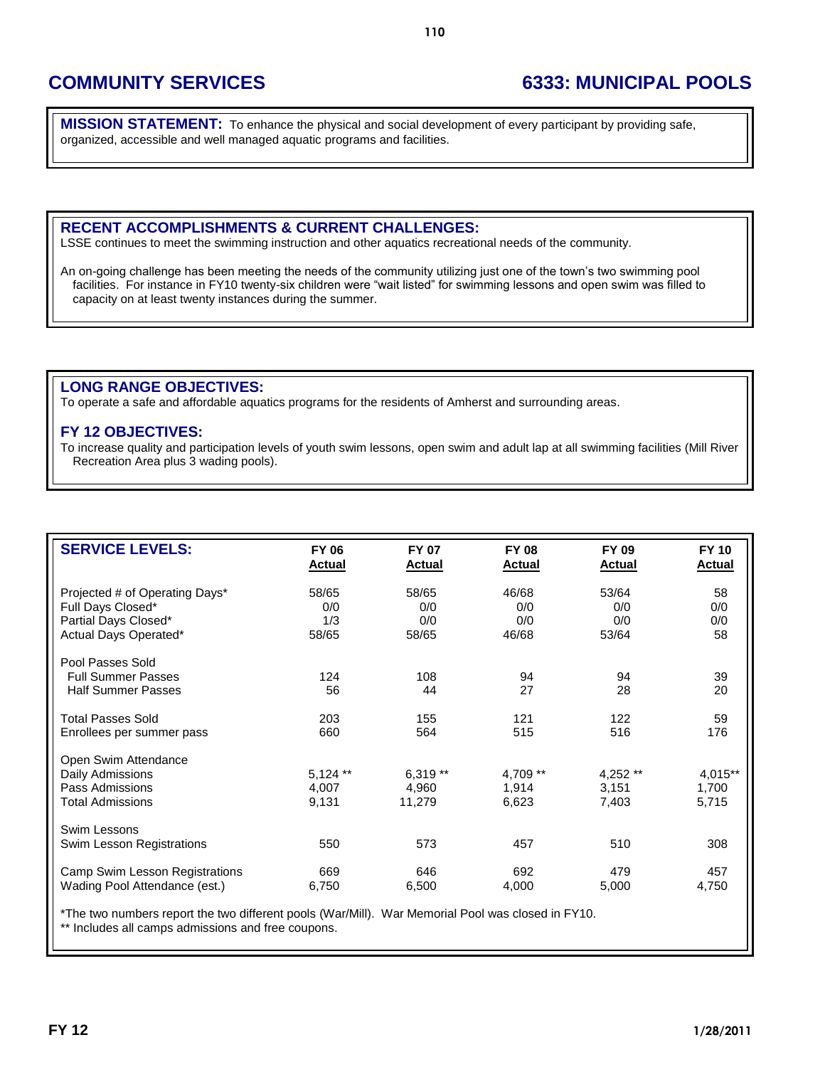# COMMUNITY SERVICES — 6333: MUNICIPAL POOLS

**MISSION STATEMENT:** To enhance the physical and social development of every participant by providing safe, organized, accessible and well managed aquatic programs and facilities.

## RECENT ACCOMPLISHMENTS & CURRENT CHALLENGES:

LSSE continues to meet the swimming instruction and other aquatics recreational needs of the community.

An on-going challenge has been meeting the needs of the community utilizing just one of the town's two swimming pool facilities. For instance in FY10 twenty-six children were "wait listed" for swimming lessons and open swim was filled to capacity on at least twenty instances during the summer.

## LONG RANGE OBJECTIVES:

To operate a safe and affordable aquatics programs for the residents of Amherst and surrounding areas.

## FY 12 OBJECTIVES:

To increase quality and participation levels of youth swim lessons, open swim and adult lap at all swimming facilities (Mill River Recreation Area plus 3 wading pools).

| SERVICE LEVELS: | FY 06 Actual | FY 07 Actual | FY 08 Actual | FY 09 Actual | FY 10 Actual |
|---|---|---|---|---|---|
| Projected # of Operating Days* | 58/65 | 58/65 | 46/68 | 53/64 | 58 |
| Full Days Closed* | 0/0 | 0/0 | 0/0 | 0/0 | 0/0 |
| Partial Days Closed* | 1/3 | 0/0 | 0/0 | 0/0 | 0/0 |
| Actual Days Operated* | 58/65 | 58/65 | 46/68 | 53/64 | 58 |
| Pool Passes Sold | | | | | |
| Full Summer Passes | 124 | 108 | 94 | 94 | 39 |
| Half Summer Passes | 56 | 44 | 27 | 28 | 20 |
| Total Passes Sold | 203 | 155 | 121 | 122 | 59 |
| Enrollees per summer pass | 660 | 564 | 515 | 516 | 176 |
| Open Swim Attendance | | | | | |
| Daily Admissions | 5,124 ** | 6,319 ** | 4,709 ** | 4,252 ** | 4,015** |
| Pass Admissions | 4,007 | 4,960 | 1,914 | 3,151 | 1,700 |
| Total Admissions | 9,131 | 11,279 | 6,623 | 7,403 | 5,715 |
| Swim Lessons | | | | | |
| Swim Lesson Registrations | 550 | 573 | 457 | 510 | 308 |
| Camp Swim Lesson Registrations | 669 | 646 | 692 | 479 | 457 |
| Wading Pool Attendance (est.) | 6,750 | 6,500 | 4,000 | 5,000 | 4,750 |

*The two numbers report the two different pools (War/Mill). War Memorial Pool was closed in FY10.
** Includes all camps admissions and free coupons.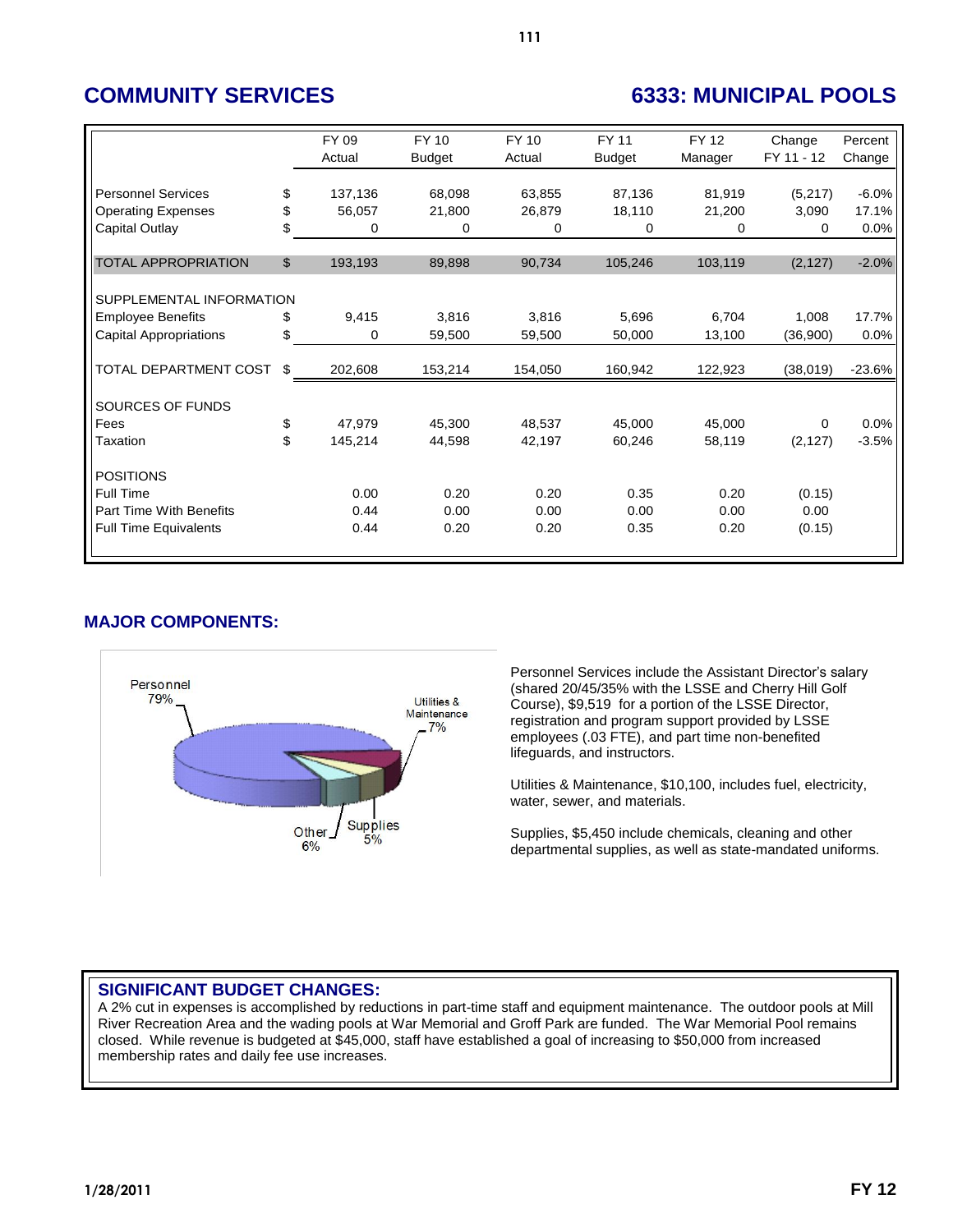# COMMUNITY SERVICES

# 6333: MUNICIPAL POOLS

| | | FY 09 Actual | FY 10 Budget | FY 10 Actual | FY 11 Budget | FY 12 Manager | Change FY 11 - 12 | Percent Change |
|---|---|---|---|---|---|---|---|---|
| Personnel Services | $ | 137,136 | 68,098 | 63,855 | 87,136 | 81,919 | (5,217) | -6.0% |
| Operating Expenses | $ | 56,057 | 21,800 | 26,879 | 18,110 | 21,200 | 3,090 | 17.1% |
| Capital Outlay | $ | 0 | 0 | 0 | 0 | 0 | 0 | 0.0% |
| TOTAL APPROPRIATION | $ | 193,193 | 89,898 | 90,734 | 105,246 | 103,119 | (2,127) | -2.0% |
| SUPPLEMENTAL INFORMATION | | | | | | | | |
| Employee Benefits | $ | 9,415 | 3,816 | 3,816 | 5,696 | 6,704 | 1,008 | 17.7% |
| Capital Appropriations | $ | 0 | 59,500 | 59,500 | 50,000 | 13,100 | (36,900) | 0.0% |
| TOTAL DEPARTMENT COST | $ | 202,608 | 153,214 | 154,050 | 160,942 | 122,923 | (38,019) | -23.6% |
| SOURCES OF FUNDS | | | | | | | | |
| Fees | $ | 47,979 | 45,300 | 48,537 | 45,000 | 45,000 | 0 | 0.0% |
| Taxation | $ | 145,214 | 44,598 | 42,197 | 60,246 | 58,119 | (2,127) | -3.5% |
| POSITIONS | | | | | | | | |
| Full Time | | 0.00 | 0.20 | 0.20 | 0.35 | 0.20 | (0.15) | |
| Part Time With Benefits | | 0.44 | 0.00 | 0.00 | 0.00 | 0.00 | 0.00 | |
| Full Time Equivalents | | 0.44 | 0.20 | 0.20 | 0.35 | 0.20 | (0.15) | |

## MAJOR COMPONENTS:

Personnel 79%; Utilities & Maintenance 7%; Supplies 5%; Other 6%

Personnel Services include the Assistant Director's salary (shared 20/45/35% with the LSSE and Cherry Hill Golf Course), $9,519 for a portion of the LSSE Director, registration and program support provided by LSSE employees (.03 FTE), and part time non-benefited lifeguards, and instructors.

Utilities & Maintenance, $10,100, includes fuel, electricity, water, sewer, and materials.

Supplies, $5,450 include chemicals, cleaning and other departmental supplies, as well as state-mandated uniforms.

## SIGNIFICANT BUDGET CHANGES:

A 2% cut in expenses is accomplished by reductions in part-time staff and equipment maintenance. The outdoor pools at Mill River Recreation Area and the wading pools at War Memorial and Groff Park are funded. The War Memorial Pool remains closed. While revenue is budgeted at $45,000, staff have established a goal of increasing to $50,000 from increased membership rates and daily fee use increases.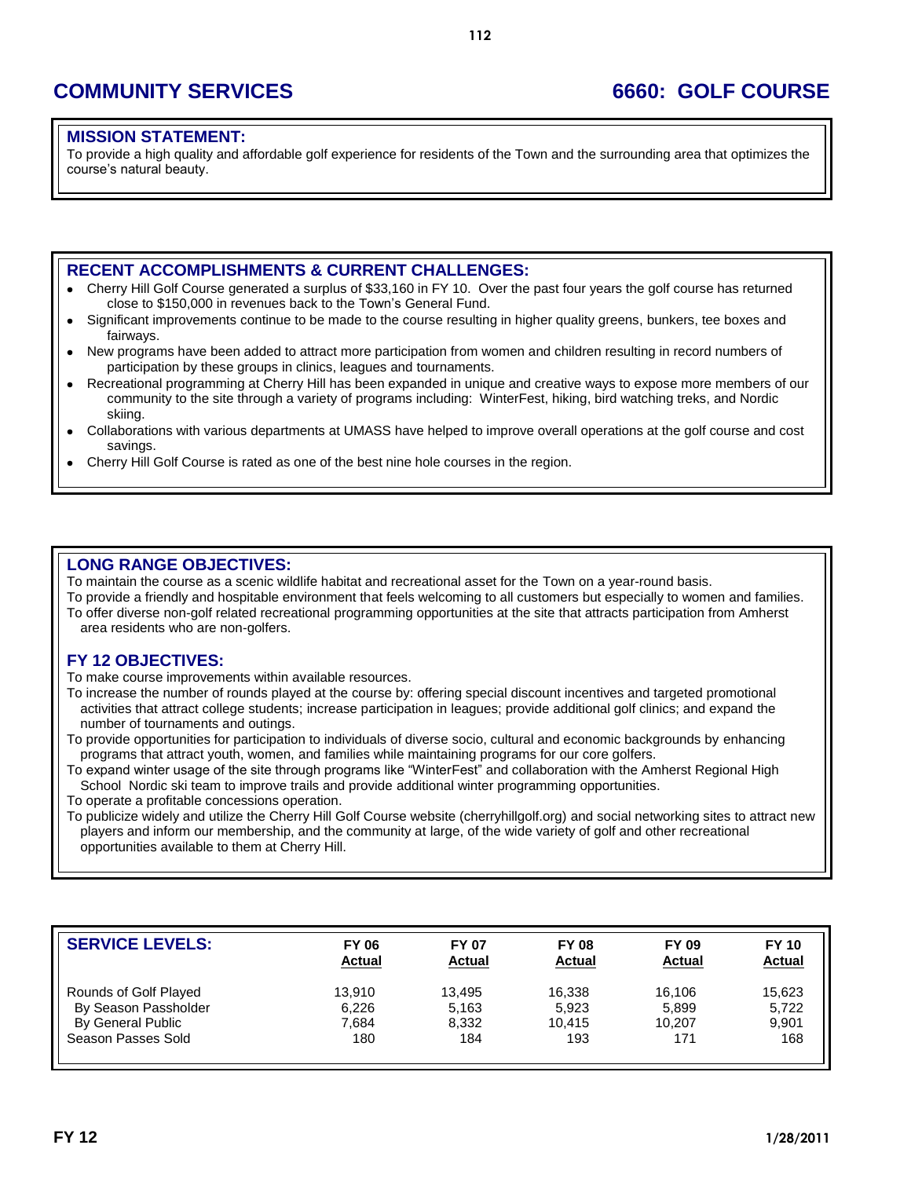# COMMUNITY SERVICES

# 6660: GOLF COURSE

## MISSION STATEMENT:

To provide a high quality and affordable golf experience for residents of the Town and the surrounding area that optimizes the course's natural beauty.

## RECENT ACCOMPLISHMENTS & CURRENT CHALLENGES:

- Cherry Hill Golf Course generated a surplus of $33,160 in FY 10. Over the past four years the golf course has returned close to $150,000 in revenues back to the Town's General Fund.
- Significant improvements continue to be made to the course resulting in higher quality greens, bunkers, tee boxes and fairways.
- New programs have been added to attract more participation from women and children resulting in record numbers of participation by these groups in clinics, leagues and tournaments.
- Recreational programming at Cherry Hill has been expanded in unique and creative ways to expose more members of our community to the site through a variety of programs including: WinterFest, hiking, bird watching treks, and Nordic skiing.
- Collaborations with various departments at UMASS have helped to improve overall operations at the golf course and cost savings.
- Cherry Hill Golf Course is rated as one of the best nine hole courses in the region.

## LONG RANGE OBJECTIVES:

To maintain the course as a scenic wildlife habitat and recreational asset for the Town on a year-round basis.

To provide a friendly and hospitable environment that feels welcoming to all customers but especially to women and families.

To offer diverse non-golf related recreational programming opportunities at the site that attracts participation from Amherst area residents who are non-golfers.

## FY 12 OBJECTIVES:

To make course improvements within available resources.

To increase the number of rounds played at the course by: offering special discount incentives and targeted promotional activities that attract college students; increase participation in leagues; provide additional golf clinics; and expand the number of tournaments and outings.

To provide opportunities for participation to individuals of diverse socio, cultural and economic backgrounds by enhancing programs that attract youth, women, and families while maintaining programs for our core golfers.

To expand winter usage of the site through programs like "WinterFest" and collaboration with the Amherst Regional High School Nordic ski team to improve trails and provide additional winter programming opportunities.

To operate a profitable concessions operation.

To publicize widely and utilize the Cherry Hill Golf Course website (cherryhillgolf.org) and social networking sites to attract new players and inform our membership, and the community at large, of the wide variety of golf and other recreational opportunities available to them at Cherry Hill.

## SERVICE LEVELS:

| | FY 06 Actual | FY 07 Actual | FY 08 Actual | FY 09 Actual | FY 10 Actual |
|---|---|---|---|---|---|
| Rounds of Golf Played | 13,910 | 13,495 | 16,338 | 16,106 | 15,623 |
| By Season Passholder | 6,226 | 5,163 | 5,923 | 5,899 | 5,722 |
| By General Public | 7,684 | 8,332 | 10,415 | 10,207 | 9,901 |
| Season Passes Sold | 180 | 184 | 193 | 171 | 168 |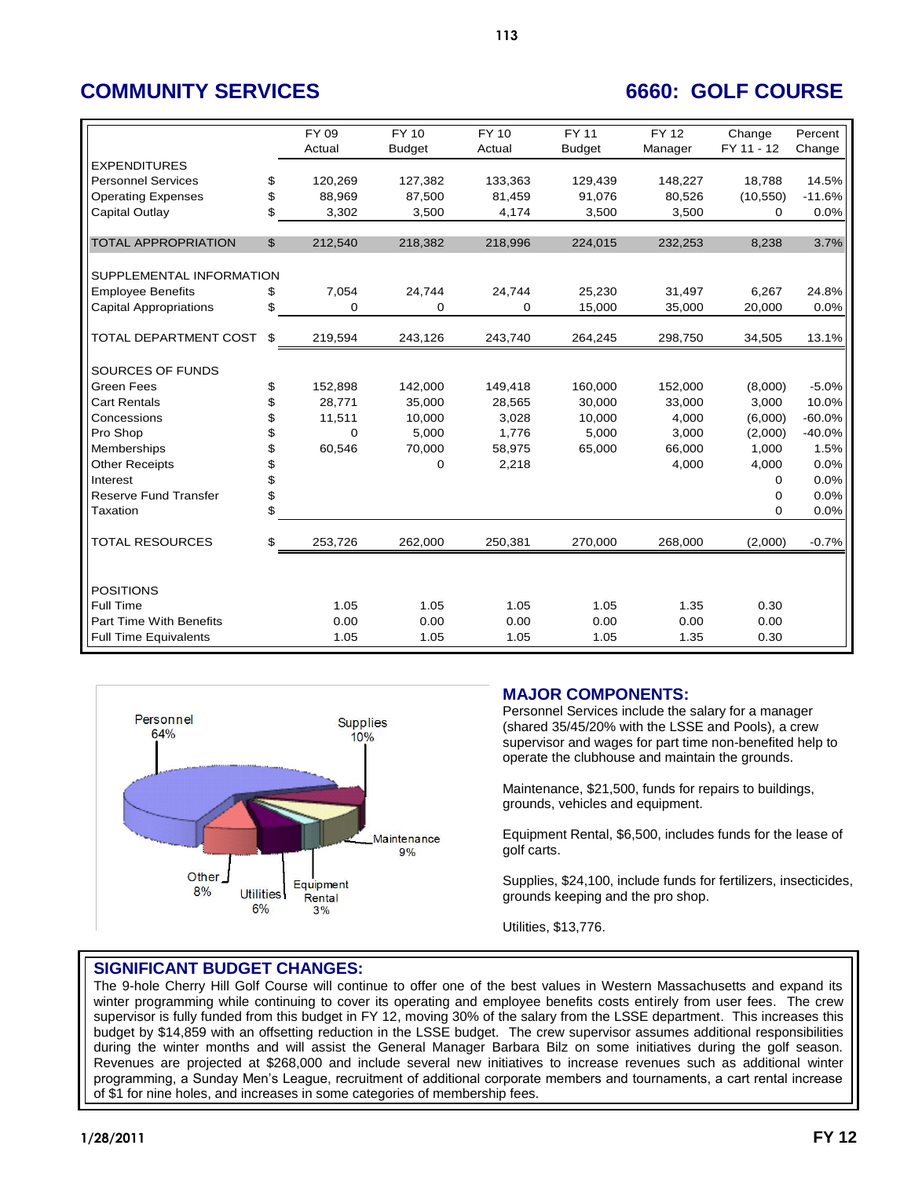## COMMUNITY SERVICES

## 6660: GOLF COURSE

| | | FY 09 Actual | FY 10 Budget | FY 10 Actual | FY 11 Budget | FY 12 Manager | Change FY 11 - 12 | Percent Change |
|---|---|---|---|---|---|---|---|---|
| EXPENDITURES | | | | | | | | |
| Personnel Services | $ | 120,269 | 127,382 | 133,363 | 129,439 | 148,227 | 18,788 | 14.5% |
| Operating Expenses | $ | 88,969 | 87,500 | 81,459 | 91,076 | 80,526 | (10,550) | -11.6% |
| Capital Outlay | $ | 3,302 | 3,500 | 4,174 | 3,500 | 3,500 | 0 | 0.0% |
| TOTAL APPROPRIATION | $ | 212,540 | 218,382 | 218,996 | 224,015 | 232,253 | 8,238 | 3.7% |
| SUPPLEMENTAL INFORMATION | | | | | | | | |
| Employee Benefits | $ | 7,054 | 24,744 | 24,744 | 25,230 | 31,497 | 6,267 | 24.8% |
| Capital Appropriations | $ | 0 | 0 | 0 | 15,000 | 35,000 | 20,000 | 0.0% |
| TOTAL DEPARTMENT COST | $ | 219,594 | 243,126 | 243,740 | 264,245 | 298,750 | 34,505 | 13.1% |
| SOURCES OF FUNDS | | | | | | | | |
| Green Fees | $ | 152,898 | 142,000 | 149,418 | 160,000 | 152,000 | (8,000) | -5.0% |
| Cart Rentals | $ | 28,771 | 35,000 | 28,565 | 30,000 | 33,000 | 3,000 | 10.0% |
| Concessions | $ | 11,511 | 10,000 | 3,028 | 10,000 | 4,000 | (6,000) | -60.0% |
| Pro Shop | $ | 0 | 5,000 | 1,776 | 5,000 | 3,000 | (2,000) | -40.0% |
| Memberships | $ | 60,546 | 70,000 | 58,975 | 65,000 | 66,000 | 1,000 | 1.5% |
| Other Receipts | $ | | 0 | 2,218 | | 4,000 | 4,000 | 0.0% |
| Interest | $ | | | | | | 0 | 0.0% |
| Reserve Fund Transfer | $ | | | | | | 0 | 0.0% |
| Taxation | $ | | | | | | 0 | 0.0% |
| TOTAL RESOURCES | $ | 253,726 | 262,000 | 250,381 | 270,000 | 268,000 | (2,000) | -0.7% |
| POSITIONS | | | | | | | | |
| Full Time | | 1.05 | 1.05 | 1.05 | 1.05 | 1.35 | 0.30 | |
| Part Time With Benefits | | 0.00 | 0.00 | 0.00 | 0.00 | 0.00 | 0.00 | |
| Full Time Equivalents | | 1.05 | 1.05 | 1.05 | 1.05 | 1.35 | 0.30 | |

Personnel 64%, Supplies 10%, Maintenance 9%, Equipment Rental 3%, Utilities 6%, Other 8%

### MAJOR COMPONENTS:

Personnel Services include the salary for a manager (shared 35/45/20% with the LSSE and Pools), a crew supervisor and wages for part time non-benefited help to operate the clubhouse and maintain the grounds.

Maintenance, $21,500, funds for repairs to buildings, grounds, vehicles and equipment.

Equipment Rental, $6,500, includes funds for the lease of golf carts.

Supplies, $24,100, include funds for fertilizers, insecticides, grounds keeping and the pro shop.

Utilities, $13,776.

### SIGNIFICANT BUDGET CHANGES:

The 9-hole Cherry Hill Golf Course will continue to offer one of the best values in Western Massachusetts and expand its winter programming while continuing to cover its operating and employee benefits costs entirely from user fees. The crew supervisor is fully funded from this budget in FY 12, moving 30% of the salary from the LSSE department. This increases this budget by $14,859 with an offsetting reduction in the LSSE budget. The crew supervisor assumes additional responsibilities during the winter months and will assist the General Manager Barbara Bilz on some initiatives during the golf season. Revenues are projected at $268,000 and include several new initiatives to increase revenues such as additional winter programming, a Sunday Men's League, recruitment of additional corporate members and tournaments, a cart rental increase of $1 for nine holes, and increases in some categories of membership fees.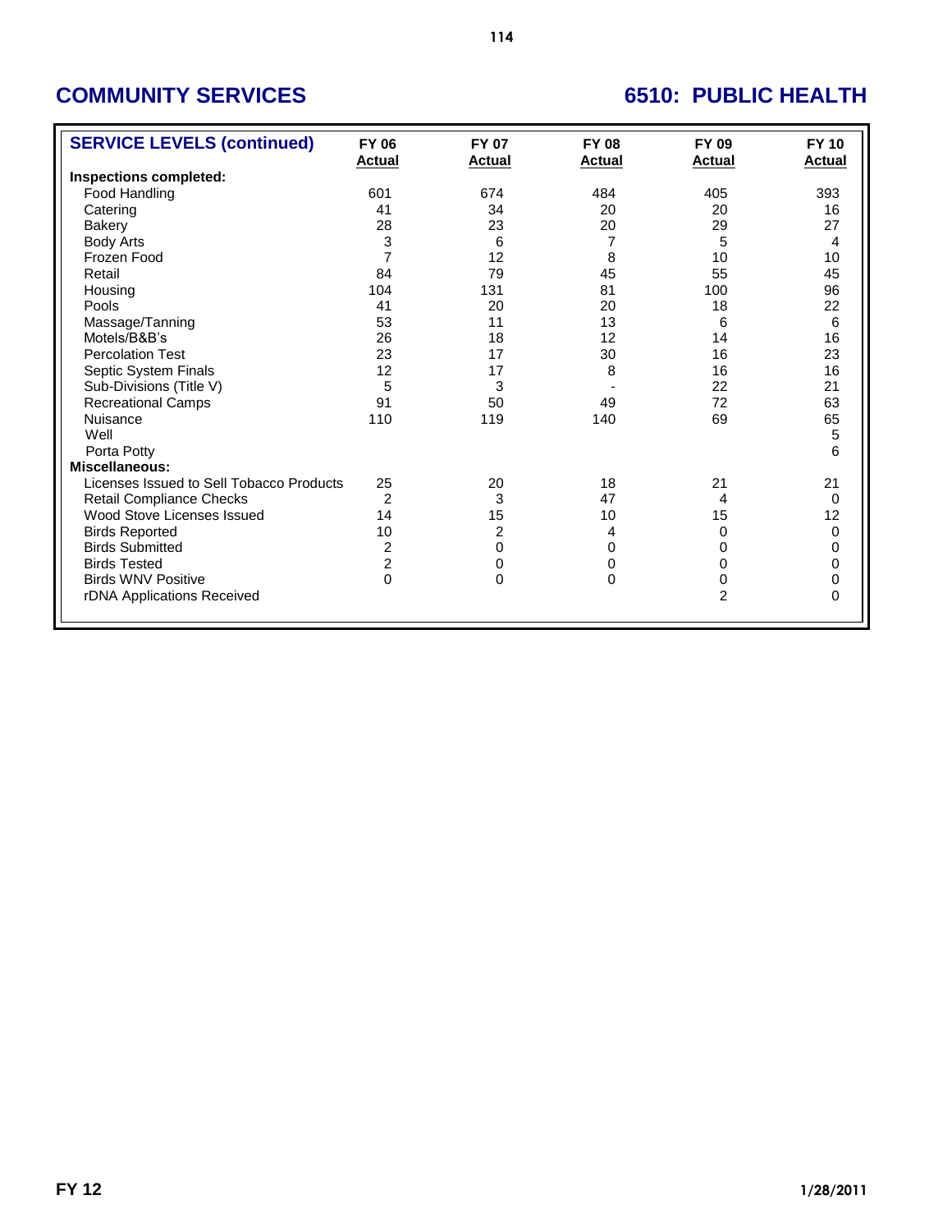## COMMUNITY SERVICES

## 6510: PUBLIC HEALTH

| SERVICE LEVELS (continued) | FY 06 Actual | FY 07 Actual | FY 08 Actual | FY 09 Actual | FY 10 Actual |
|---|---|---|---|---|---|
| **Inspections completed:** | | | | | |
| Food Handling | 601 | 674 | 484 | 405 | 393 |
| Catering | 41 | 34 | 20 | 20 | 16 |
| Bakery | 28 | 23 | 20 | 29 | 27 |
| Body Arts | 3 | 6 | 7 | 5 | 4 |
| Frozen Food | 7 | 12 | 8 | 10 | 10 |
| Retail | 84 | 79 | 45 | 55 | 45 |
| Housing | 104 | 131 | 81 | 100 | 96 |
| Pools | 41 | 20 | 20 | 18 | 22 |
| Massage/Tanning | 53 | 11 | 13 | 6 | 6 |
| Motels/B&B's | 26 | 18 | 12 | 14 | 16 |
| Percolation Test | 23 | 17 | 30 | 16 | 23 |
| Septic System Finals | 12 | 17 | 8 | 16 | 16 |
| Sub-Divisions (Title V) | 5 | 3 | - | 22 | 21 |
| Recreational Camps | 91 | 50 | 49 | 72 | 63 |
| Nuisance | 110 | 119 | 140 | 69 | 65 |
| Well | | | | | 5 |
| Porta Potty | | | | | 6 |
| **Miscellaneous:** | | | | | |
| Licenses Issued to Sell Tobacco Products | 25 | 20 | 18 | 21 | 21 |
| Retail Compliance Checks | 2 | 3 | 47 | 4 | 0 |
| Wood Stove Licenses Issued | 14 | 15 | 10 | 15 | 12 |
| Birds Reported | 10 | 2 | 4 | 0 | 0 |
| Birds Submitted | 2 | 0 | 0 | 0 | 0 |
| Birds Tested | 2 | 0 | 0 | 0 | 0 |
| Birds WNV Positive | 0 | 0 | 0 | 0 | 0 |
| rDNA Applications Received | | | | 2 | 0 |